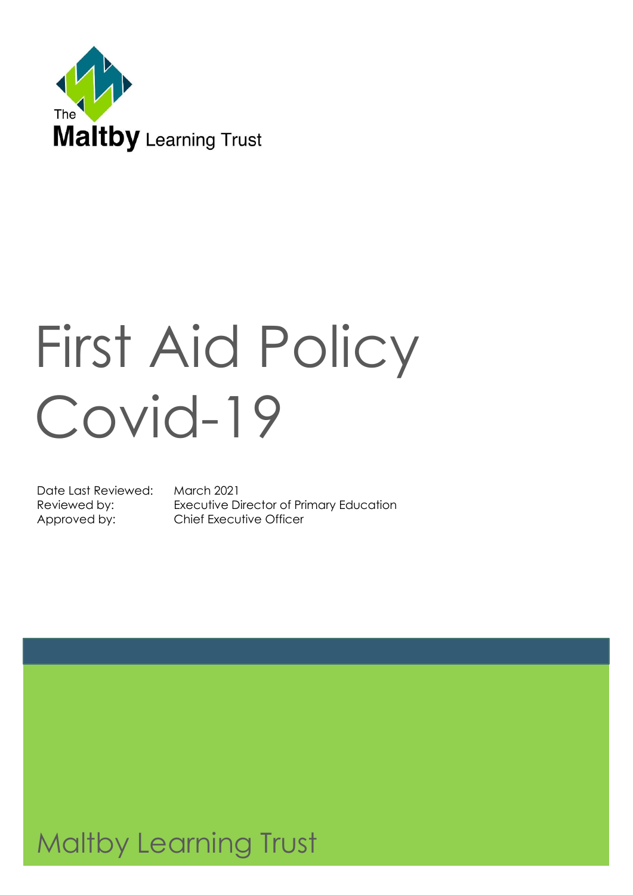The Maltby Learning Trust

# First Aid Policy Covid-19

Date Last Reviewed: March 2021
Reviewed by: Executive Director of Primary Education
Approved by: Chief Executive Officer

Maltby Learning Trust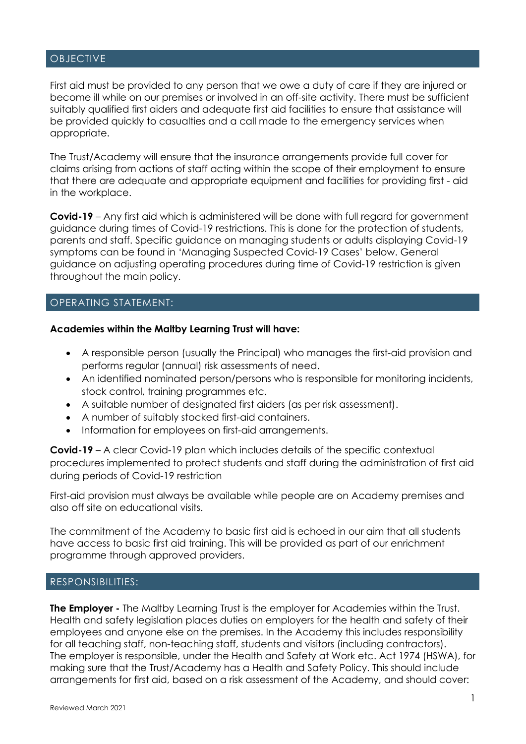## OBJECTIVE

First aid must be provided to any person that we owe a duty of care if they are injured or become ill while on our premises or involved in an off-site activity. There must be sufficient suitably qualified first aiders and adequate first aid facilities to ensure that assistance will be provided quickly to casualties and a call made to the emergency services when appropriate.

The Trust/Academy will ensure that the insurance arrangements provide full cover for claims arising from actions of staff acting within the scope of their employment to ensure that there are adequate and appropriate equipment and facilities for providing first - aid in the workplace.

**Covid-19** – Any first aid which is administered will be done with full regard for government guidance during times of Covid-19 restrictions. This is done for the protection of students, parents and staff. Specific guidance on managing students or adults displaying Covid-19 symptoms can be found in 'Managing Suspected Covid-19 Cases' below. General guidance on adjusting operating procedures during time of Covid-19 restriction is given throughout the main policy.

## OPERATING STATEMENT:

**Academies within the Maltby Learning Trust will have:**

- A responsible person (usually the Principal) who manages the first-aid provision and performs regular (annual) risk assessments of need.
- An identified nominated person/persons who is responsible for monitoring incidents, stock control, training programmes etc.
- A suitable number of designated first aiders (as per risk assessment).
- A number of suitably stocked first-aid containers.
- Information for employees on first-aid arrangements.

**Covid-19** – A clear Covid-19 plan which includes details of the specific contextual procedures implemented to protect students and staff during the administration of first aid during periods of Covid-19 restriction

First-aid provision must always be available while people are on Academy premises and also off site on educational visits.

The commitment of the Academy to basic first aid is echoed in our aim that all students have access to basic first aid training. This will be provided as part of our enrichment programme through approved providers.

## RESPONSIBILITIES:

**The Employer -** The Maltby Learning Trust is the employer for Academies within the Trust. Health and safety legislation places duties on employers for the health and safety of their employees and anyone else on the premises. In the Academy this includes responsibility for all teaching staff, non-teaching staff, students and visitors (including contractors). The employer is responsible, under the Health and Safety at Work etc. Act 1974 (HSWA), for making sure that the Trust/Academy has a Health and Safety Policy. This should include arrangements for first aid, based on a risk assessment of the Academy, and should cover: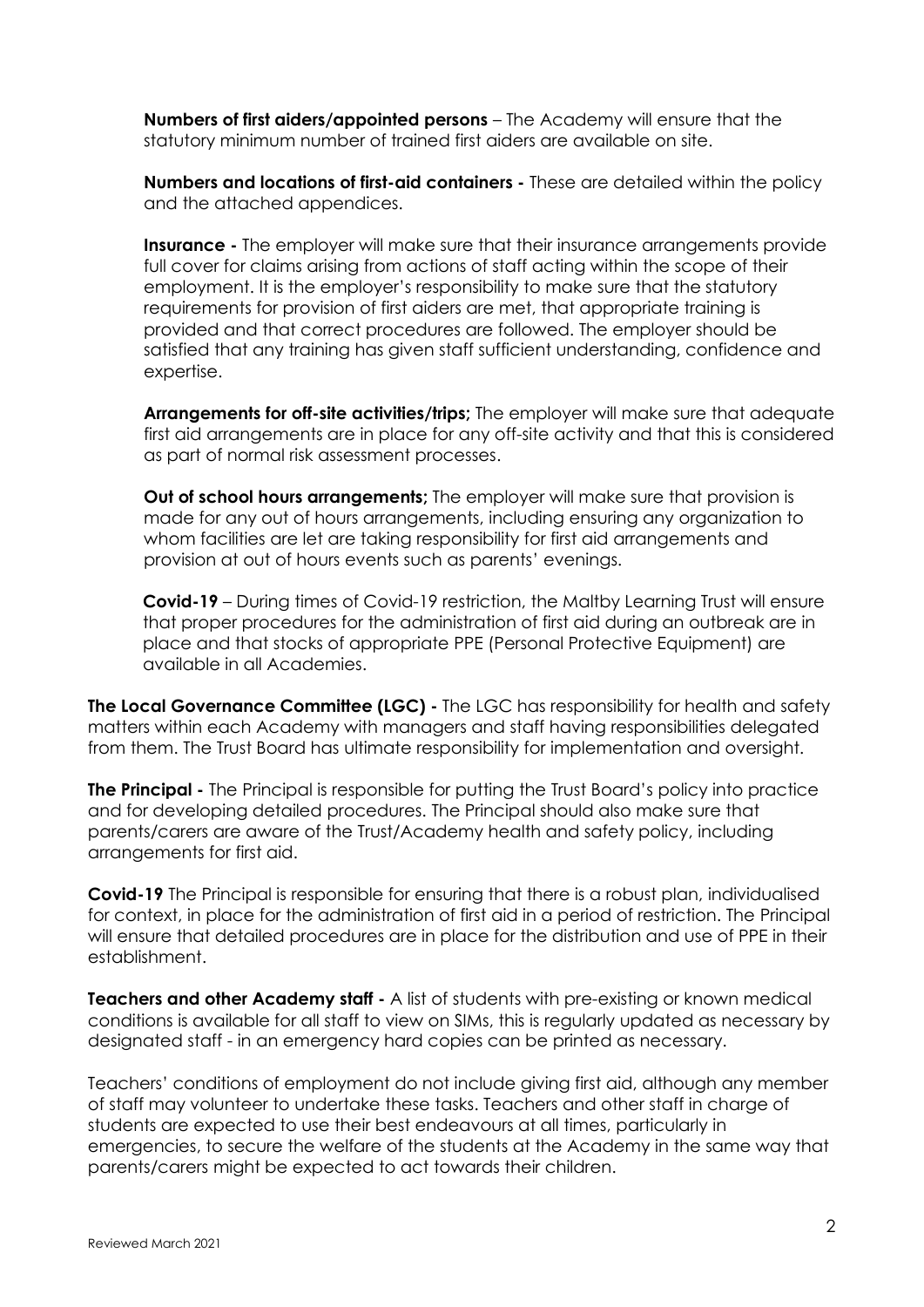**Numbers of first aiders/appointed persons** – The Academy will ensure that the statutory minimum number of trained first aiders are available on site.

**Numbers and locations of first-aid containers -** These are detailed within the policy and the attached appendices.

**Insurance -** The employer will make sure that their insurance arrangements provide full cover for claims arising from actions of staff acting within the scope of their employment. It is the employer's responsibility to make sure that the statutory requirements for provision of first aiders are met, that appropriate training is provided and that correct procedures are followed. The employer should be satisfied that any training has given staff sufficient understanding, confidence and expertise.

**Arrangements for off-site activities/trips;** The employer will make sure that adequate first aid arrangements are in place for any off-site activity and that this is considered as part of normal risk assessment processes.

**Out of school hours arrangements;** The employer will make sure that provision is made for any out of hours arrangements, including ensuring any organization to whom facilities are let are taking responsibility for first aid arrangements and provision at out of hours events such as parents' evenings.

**Covid-19** – During times of Covid-19 restriction, the Maltby Learning Trust will ensure that proper procedures for the administration of first aid during an outbreak are in place and that stocks of appropriate PPE (Personal Protective Equipment) are available in all Academies.

**The Local Governance Committee (LGC) -** The LGC has responsibility for health and safety matters within each Academy with managers and staff having responsibilities delegated from them. The Trust Board has ultimate responsibility for implementation and oversight.

**The Principal -** The Principal is responsible for putting the Trust Board's policy into practice and for developing detailed procedures. The Principal should also make sure that parents/carers are aware of the Trust/Academy health and safety policy, including arrangements for first aid.

**Covid-19** The Principal is responsible for ensuring that there is a robust plan, individualised for context, in place for the administration of first aid in a period of restriction. The Principal will ensure that detailed procedures are in place for the distribution and use of PPE in their establishment.

**Teachers and other Academy staff -** A list of students with pre-existing or known medical conditions is available for all staff to view on SIMs, this is regularly updated as necessary by designated staff - in an emergency hard copies can be printed as necessary.

Teachers' conditions of employment do not include giving first aid, although any member of staff may volunteer to undertake these tasks. Teachers and other staff in charge of students are expected to use their best endeavours at all times, particularly in emergencies, to secure the welfare of the students at the Academy in the same way that parents/carers might be expected to act towards their children.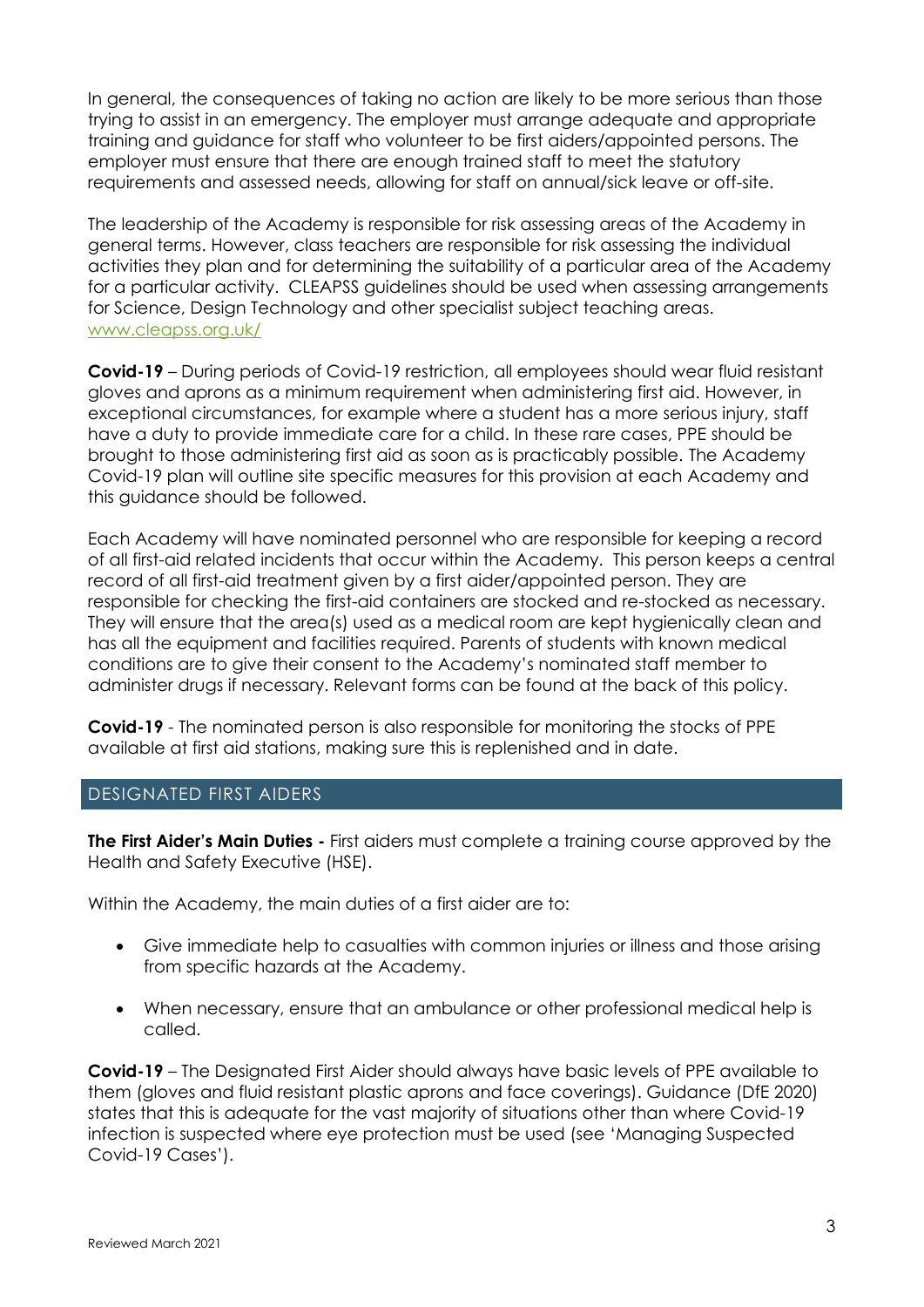In general, the consequences of taking no action are likely to be more serious than those trying to assist in an emergency. The employer must arrange adequate and appropriate training and guidance for staff who volunteer to be first aiders/appointed persons. The employer must ensure that there are enough trained staff to meet the statutory requirements and assessed needs, allowing for staff on annual/sick leave or off-site.

The leadership of the Academy is responsible for risk assessing areas of the Academy in general terms. However, class teachers are responsible for risk assessing the individual activities they plan and for determining the suitability of a particular area of the Academy for a particular activity. CLEAPSS guidelines should be used when assessing arrangements for Science, Design Technology and other specialist subject teaching areas. [www.cleapss.org.uk/](www.cleapss.org.uk/)

**Covid-19** – During periods of Covid-19 restriction, all employees should wear fluid resistant gloves and aprons as a minimum requirement when administering first aid. However, in exceptional circumstances, for example where a student has a more serious injury, staff have a duty to provide immediate care for a child. In these rare cases, PPE should be brought to those administering first aid as soon as is practicably possible. The Academy Covid-19 plan will outline site specific measures for this provision at each Academy and this guidance should be followed.

Each Academy will have nominated personnel who are responsible for keeping a record of all first-aid related incidents that occur within the Academy. This person keeps a central record of all first-aid treatment given by a first aider/appointed person. They are responsible for checking the first-aid containers are stocked and re-stocked as necessary. They will ensure that the area(s) used as a medical room are kept hygienically clean and has all the equipment and facilities required. Parents of students with known medical conditions are to give their consent to the Academy's nominated staff member to administer drugs if necessary. Relevant forms can be found at the back of this policy.

**Covid-19** - The nominated person is also responsible for monitoring the stocks of PPE available at first aid stations, making sure this is replenished and in date.

## DESIGNATED FIRST AIDERS

**The First Aider's Main Duties -** First aiders must complete a training course approved by the Health and Safety Executive (HSE).

Within the Academy, the main duties of a first aider are to:

- Give immediate help to casualties with common injuries or illness and those arising from specific hazards at the Academy.
- When necessary, ensure that an ambulance or other professional medical help is called.

**Covid-19** – The Designated First Aider should always have basic levels of PPE available to them (gloves and fluid resistant plastic aprons and face coverings). Guidance (DfE 2020) states that this is adequate for the vast majority of situations other than where Covid-19 infection is suspected where eye protection must be used (see 'Managing Suspected Covid-19 Cases').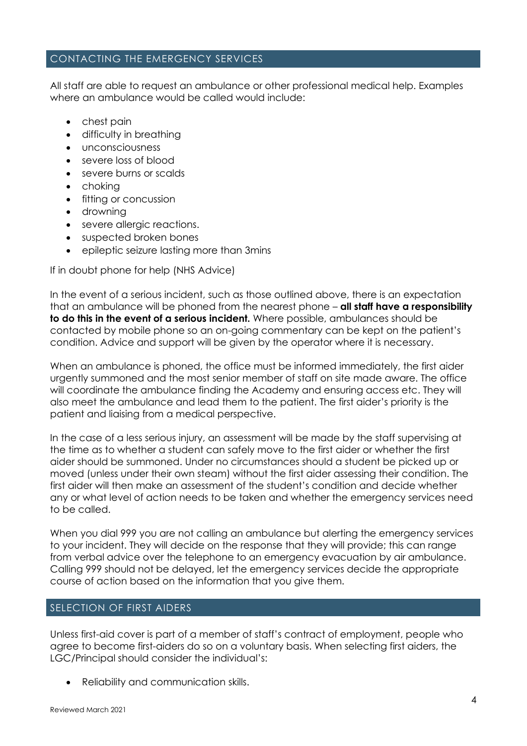## CONTACTING THE EMERGENCY SERVICES

All staff are able to request an ambulance or other professional medical help. Examples where an ambulance would be called would include:

- chest pain
- difficulty in breathing
- unconsciousness
- severe loss of blood
- severe burns or scalds
- choking
- fitting or concussion
- drowning
- severe allergic reactions.
- suspected broken bones
- epileptic seizure lasting more than 3mins

If in doubt phone for help (NHS Advice)

In the event of a serious incident, such as those outlined above, there is an expectation that an ambulance will be phoned from the nearest phone – **all staff have a responsibility to do this in the event of a serious incident.** Where possible, ambulances should be contacted by mobile phone so an on-going commentary can be kept on the patient's condition. Advice and support will be given by the operator where it is necessary.

When an ambulance is phoned, the office must be informed immediately, the first aider urgently summoned and the most senior member of staff on site made aware. The office will coordinate the ambulance finding the Academy and ensuring access etc. They will also meet the ambulance and lead them to the patient. The first aider's priority is the patient and liaising from a medical perspective.

In the case of a less serious injury, an assessment will be made by the staff supervising at the time as to whether a student can safely move to the first aider or whether the first aider should be summoned. Under no circumstances should a student be picked up or moved (unless under their own steam) without the first aider assessing their condition. The first aider will then make an assessment of the student's condition and decide whether any or what level of action needs to be taken and whether the emergency services need to be called.

When you dial 999 you are not calling an ambulance but alerting the emergency services to your incident. They will decide on the response that they will provide; this can range from verbal advice over the telephone to an emergency evacuation by air ambulance. Calling 999 should not be delayed, let the emergency services decide the appropriate course of action based on the information that you give them.

## SELECTION OF FIRST AIDERS

Unless first-aid cover is part of a member of staff's contract of employment, people who agree to become first-aiders do so on a voluntary basis. When selecting first aiders, the LGC/Principal should consider the individual's:

- Reliability and communication skills.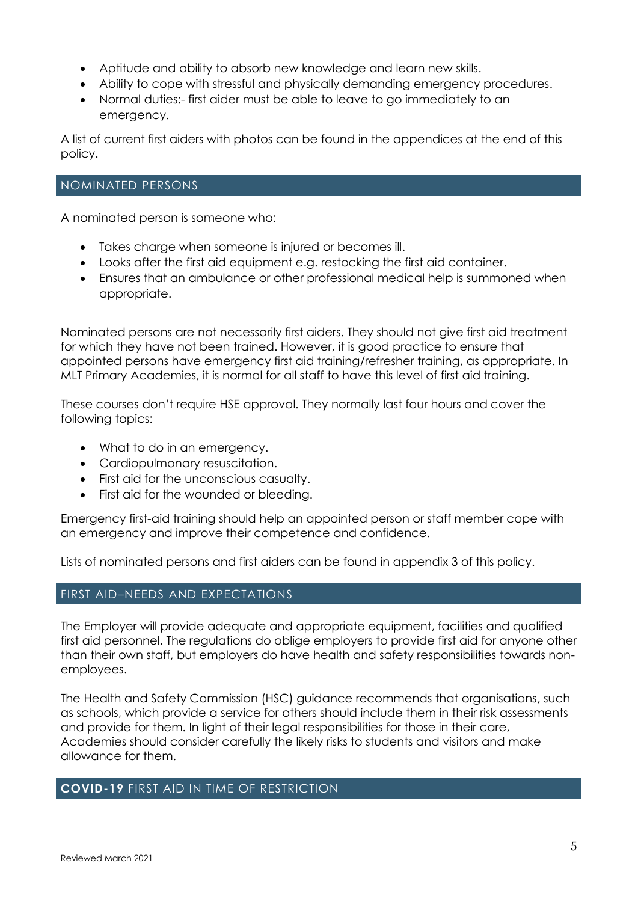- Aptitude and ability to absorb new knowledge and learn new skills.
- Ability to cope with stressful and physically demanding emergency procedures.
- Normal duties:- first aider must be able to leave to go immediately to an emergency.

A list of current first aiders with photos can be found in the appendices at the end of this policy.

## NOMINATED PERSONS

A nominated person is someone who:

- Takes charge when someone is injured or becomes ill.
- Looks after the first aid equipment e.g. restocking the first aid container.
- Ensures that an ambulance or other professional medical help is summoned when appropriate.

Nominated persons are not necessarily first aiders. They should not give first aid treatment for which they have not been trained. However, it is good practice to ensure that appointed persons have emergency first aid training/refresher training, as appropriate. In MLT Primary Academies, it is normal for all staff to have this level of first aid training.

These courses don't require HSE approval. They normally last four hours and cover the following topics:

- What to do in an emergency.
- Cardiopulmonary resuscitation.
- First aid for the unconscious casualty.
- First aid for the wounded or bleeding.

Emergency first-aid training should help an appointed person or staff member cope with an emergency and improve their competence and confidence.

Lists of nominated persons and first aiders can be found in appendix 3 of this policy.

## FIRST AID–NEEDS AND EXPECTATIONS

The Employer will provide adequate and appropriate equipment, facilities and qualified first aid personnel. The regulations do oblige employers to provide first aid for anyone other than their own staff, but employers do have health and safety responsibilities towards non-employees.

The Health and Safety Commission (HSC) guidance recommends that organisations, such as schools, which provide a service for others should include them in their risk assessments and provide for them. In light of their legal responsibilities for those in their care, Academies should consider carefully the likely risks to students and visitors and make allowance for them.

## **COVID-19** FIRST AID IN TIME OF RESTRICTION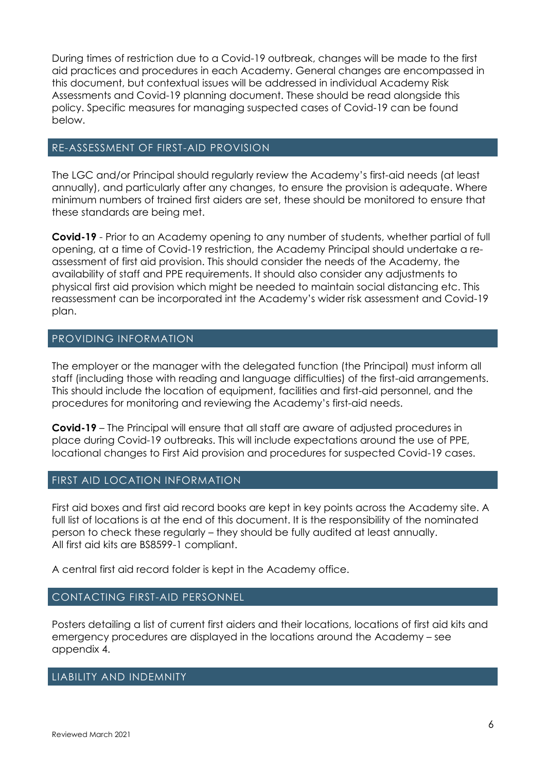During times of restriction due to a Covid-19 outbreak, changes will be made to the first aid practices and procedures in each Academy. General changes are encompassed in this document, but contextual issues will be addressed in individual Academy Risk Assessments and Covid-19 planning document. These should be read alongside this policy. Specific measures for managing suspected cases of Covid-19 can be found below.

## RE-ASSESSMENT OF FIRST-AID PROVISION

The LGC and/or Principal should regularly review the Academy's first-aid needs (at least annually), and particularly after any changes, to ensure the provision is adequate. Where minimum numbers of trained first aiders are set, these should be monitored to ensure that these standards are being met.

**Covid-19** - Prior to an Academy opening to any number of students, whether partial of full opening, at a time of Covid-19 restriction, the Academy Principal should undertake a re-assessment of first aid provision. This should consider the needs of the Academy, the availability of staff and PPE requirements. It should also consider any adjustments to physical first aid provision which might be needed to maintain social distancing etc. This reassessment can be incorporated int the Academy's wider risk assessment and Covid-19 plan.

## PROVIDING INFORMATION

The employer or the manager with the delegated function (the Principal) must inform all staff (including those with reading and language difficulties) of the first-aid arrangements. This should include the location of equipment, facilities and first-aid personnel, and the procedures for monitoring and reviewing the Academy's first-aid needs.

**Covid-19** – The Principal will ensure that all staff are aware of adjusted procedures in place during Covid-19 outbreaks. This will include expectations around the use of PPE, locational changes to First Aid provision and procedures for suspected Covid-19 cases.

## FIRST AID LOCATION INFORMATION

First aid boxes and first aid record books are kept in key points across the Academy site. A full list of locations is at the end of this document. It is the responsibility of the nominated person to check these regularly – they should be fully audited at least annually.
All first aid kits are BS8599-1 compliant.

A central first aid record folder is kept in the Academy office.

## CONTACTING FIRST-AID PERSONNEL

Posters detailing a list of current first aiders and their locations, locations of first aid kits and emergency procedures are displayed in the locations around the Academy – see appendix 4.

## LIABILITY AND INDEMNITY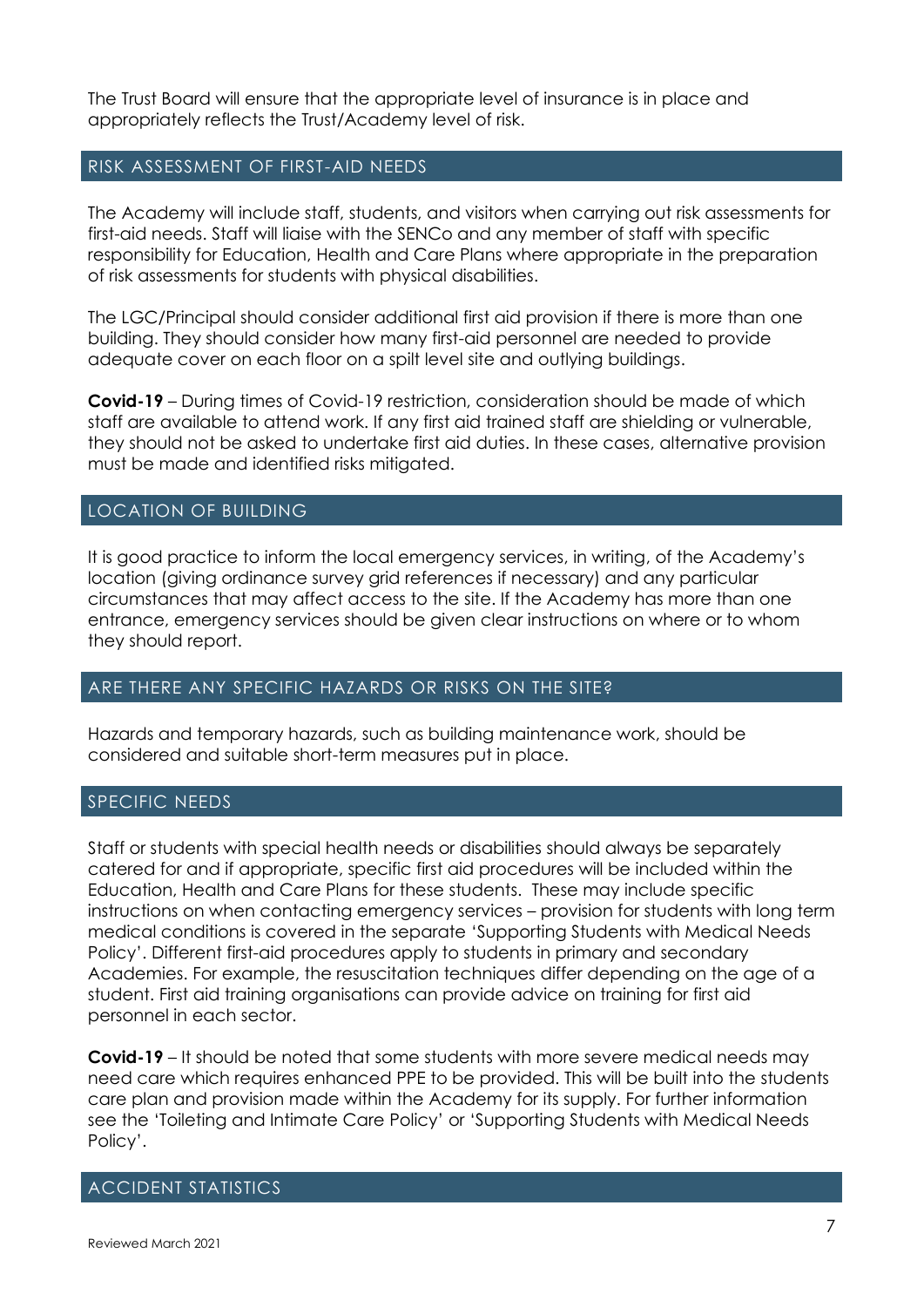The Trust Board will ensure that the appropriate level of insurance is in place and appropriately reflects the Trust/Academy level of risk.

## RISK ASSESSMENT OF FIRST-AID NEEDS

The Academy will include staff, students, and visitors when carrying out risk assessments for first-aid needs. Staff will liaise with the SENCo and any member of staff with specific responsibility for Education, Health and Care Plans where appropriate in the preparation of risk assessments for students with physical disabilities.

The LGC/Principal should consider additional first aid provision if there is more than one building. They should consider how many first-aid personnel are needed to provide adequate cover on each floor on a spilt level site and outlying buildings.

**Covid-19** – During times of Covid-19 restriction, consideration should be made of which staff are available to attend work. If any first aid trained staff are shielding or vulnerable, they should not be asked to undertake first aid duties. In these cases, alternative provision must be made and identified risks mitigated.

## LOCATION OF BUILDING

It is good practice to inform the local emergency services, in writing, of the Academy's location (giving ordinance survey grid references if necessary) and any particular circumstances that may affect access to the site. If the Academy has more than one entrance, emergency services should be given clear instructions on where or to whom they should report.

## ARE THERE ANY SPECIFIC HAZARDS OR RISKS ON THE SITE?

Hazards and temporary hazards, such as building maintenance work, should be considered and suitable short-term measures put in place.

## SPECIFIC NEEDS

Staff or students with special health needs or disabilities should always be separately catered for and if appropriate, specific first aid procedures will be included within the Education, Health and Care Plans for these students. These may include specific instructions on when contacting emergency services – provision for students with long term medical conditions is covered in the separate 'Supporting Students with Medical Needs Policy'. Different first-aid procedures apply to students in primary and secondary Academies. For example, the resuscitation techniques differ depending on the age of a student. First aid training organisations can provide advice on training for first aid personnel in each sector.

**Covid-19** – It should be noted that some students with more severe medical needs may need care which requires enhanced PPE to be provided. This will be built into the students care plan and provision made within the Academy for its supply. For further information see the 'Toileting and Intimate Care Policy' or 'Supporting Students with Medical Needs Policy'.

## ACCIDENT STATISTICS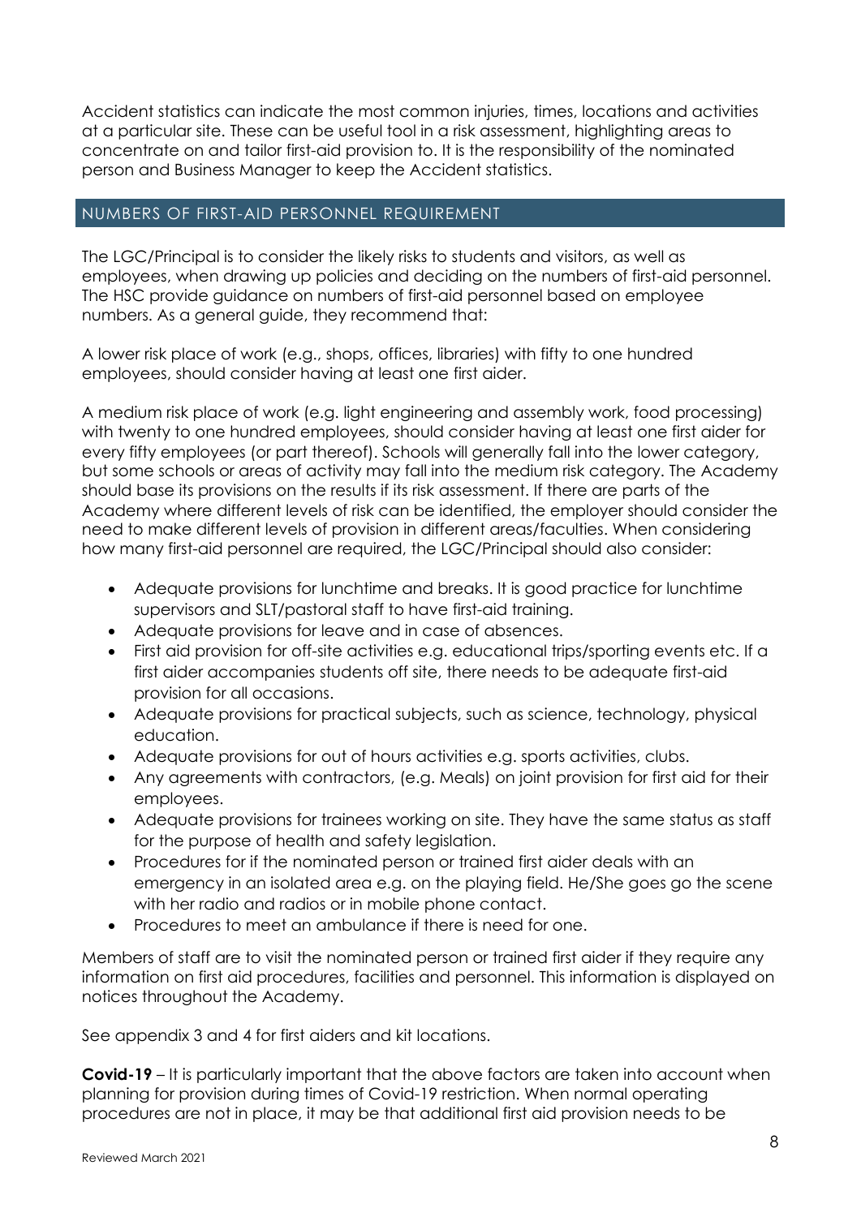Accident statistics can indicate the most common injuries, times, locations and activities at a particular site. These can be useful tool in a risk assessment, highlighting areas to concentrate on and tailor first-aid provision to. It is the responsibility of the nominated person and Business Manager to keep the Accident statistics.

## NUMBERS OF FIRST-AID PERSONNEL REQUIREMENT

The LGC/Principal is to consider the likely risks to students and visitors, as well as employees, when drawing up policies and deciding on the numbers of first-aid personnel. The HSC provide guidance on numbers of first-aid personnel based on employee numbers. As a general guide, they recommend that:

A lower risk place of work (e.g., shops, offices, libraries) with fifty to one hundred employees, should consider having at least one first aider.

A medium risk place of work (e.g. light engineering and assembly work, food processing) with twenty to one hundred employees, should consider having at least one first aider for every fifty employees (or part thereof). Schools will generally fall into the lower category, but some schools or areas of activity may fall into the medium risk category. The Academy should base its provisions on the results if its risk assessment. If there are parts of the Academy where different levels of risk can be identified, the employer should consider the need to make different levels of provision in different areas/faculties. When considering how many first-aid personnel are required, the LGC/Principal should also consider:

- Adequate provisions for lunchtime and breaks. It is good practice for lunchtime supervisors and SLT/pastoral staff to have first-aid training.
- Adequate provisions for leave and in case of absences.
- First aid provision for off-site activities e.g. educational trips/sporting events etc. If a first aider accompanies students off site, there needs to be adequate first-aid provision for all occasions.
- Adequate provisions for practical subjects, such as science, technology, physical education.
- Adequate provisions for out of hours activities e.g. sports activities, clubs.
- Any agreements with contractors, (e.g. Meals) on joint provision for first aid for their employees.
- Adequate provisions for trainees working on site. They have the same status as staff for the purpose of health and safety legislation.
- Procedures for if the nominated person or trained first aider deals with an emergency in an isolated area e.g. on the playing field. He/She goes go the scene with her radio and radios or in mobile phone contact.
- Procedures to meet an ambulance if there is need for one.

Members of staff are to visit the nominated person or trained first aider if they require any information on first aid procedures, facilities and personnel. This information is displayed on notices throughout the Academy.

See appendix 3 and 4 for first aiders and kit locations.

**Covid-19** – It is particularly important that the above factors are taken into account when planning for provision during times of Covid-19 restriction. When normal operating procedures are not in place, it may be that additional first aid provision needs to be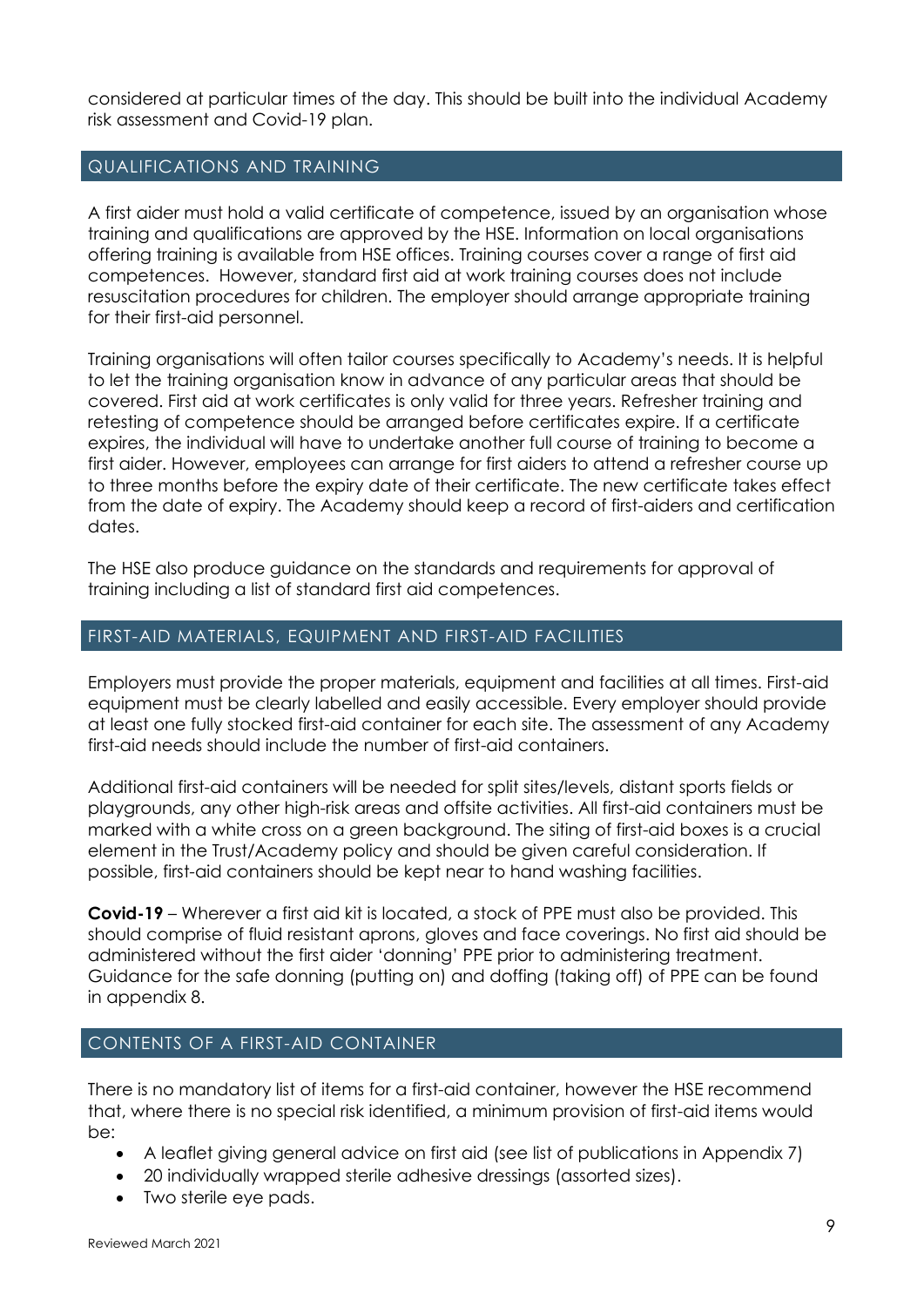considered at particular times of the day. This should be built into the individual Academy risk assessment and Covid-19 plan.

## QUALIFICATIONS AND TRAINING

A first aider must hold a valid certificate of competence, issued by an organisation whose training and qualifications are approved by the HSE. Information on local organisations offering training is available from HSE offices. Training courses cover a range of first aid competences. However, standard first aid at work training courses does not include resuscitation procedures for children. The employer should arrange appropriate training for their first-aid personnel.

Training organisations will often tailor courses specifically to Academy's needs. It is helpful to let the training organisation know in advance of any particular areas that should be covered. First aid at work certificates is only valid for three years. Refresher training and retesting of competence should be arranged before certificates expire. If a certificate expires, the individual will have to undertake another full course of training to become a first aider. However, employees can arrange for first aiders to attend a refresher course up to three months before the expiry date of their certificate. The new certificate takes effect from the date of expiry. The Academy should keep a record of first-aiders and certification dates.

The HSE also produce guidance on the standards and requirements for approval of training including a list of standard first aid competences.

## FIRST-AID MATERIALS, EQUIPMENT AND FIRST-AID FACILITIES

Employers must provide the proper materials, equipment and facilities at all times. First-aid equipment must be clearly labelled and easily accessible. Every employer should provide at least one fully stocked first-aid container for each site. The assessment of any Academy first-aid needs should include the number of first-aid containers.

Additional first-aid containers will be needed for split sites/levels, distant sports fields or playgrounds, any other high-risk areas and offsite activities. All first-aid containers must be marked with a white cross on a green background. The siting of first-aid boxes is a crucial element in the Trust/Academy policy and should be given careful consideration. If possible, first-aid containers should be kept near to hand washing facilities.

**Covid-19** – Wherever a first aid kit is located, a stock of PPE must also be provided. This should comprise of fluid resistant aprons, gloves and face coverings. No first aid should be administered without the first aider 'donning' PPE prior to administering treatment. Guidance for the safe donning (putting on) and doffing (taking off) of PPE can be found in appendix 8.

## CONTENTS OF A FIRST-AID CONTAINER

There is no mandatory list of items for a first-aid container, however the HSE recommend that, where there is no special risk identified, a minimum provision of first-aid items would be:

- A leaflet giving general advice on first aid (see list of publications in Appendix 7)
- 20 individually wrapped sterile adhesive dressings (assorted sizes).
- Two sterile eye pads.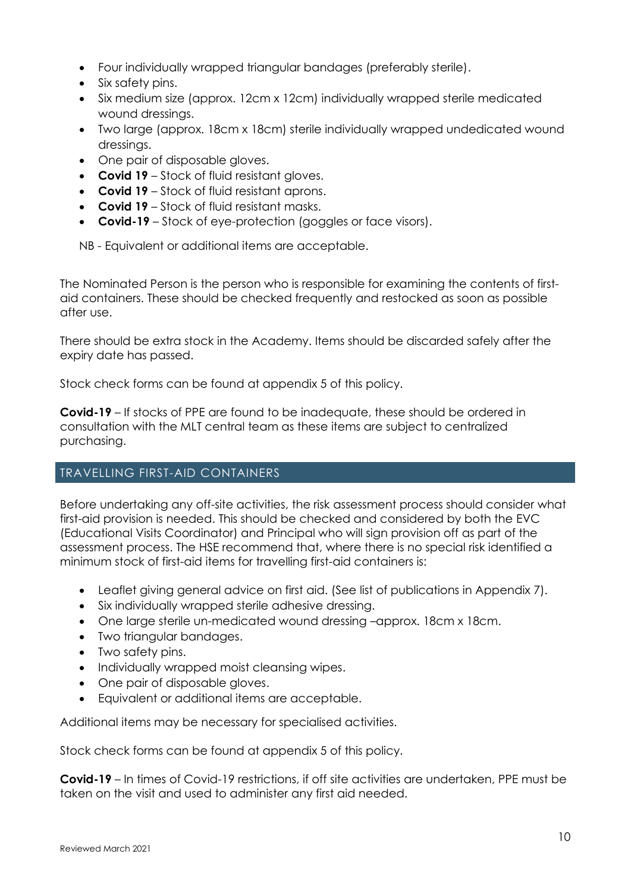- Four individually wrapped triangular bandages (preferably sterile).
- Six safety pins.
- Six medium size (approx. 12cm x 12cm) individually wrapped sterile medicated wound dressings.
- Two large (approx. 18cm x 18cm) sterile individually wrapped undedicated wound dressings.
- One pair of disposable gloves.
- **Covid 19** – Stock of fluid resistant gloves.
- **Covid 19** – Stock of fluid resistant aprons.
- **Covid 19** – Stock of fluid resistant masks.
- **Covid-19** – Stock of eye-protection (goggles or face visors).

NB - Equivalent or additional items are acceptable.

The Nominated Person is the person who is responsible for examining the contents of first-aid containers. These should be checked frequently and restocked as soon as possible after use.

There should be extra stock in the Academy. Items should be discarded safely after the expiry date has passed.

Stock check forms can be found at appendix 5 of this policy.

**Covid-19** – If stocks of PPE are found to be inadequate, these should be ordered in consultation with the MLT central team as these items are subject to centralized purchasing.

## TRAVELLING FIRST-AID CONTAINERS

Before undertaking any off-site activities, the risk assessment process should consider what first-aid provision is needed. This should be checked and considered by both the EVC (Educational Visits Coordinator) and Principal who will sign provision off as part of the assessment process. The HSE recommend that, where there is no special risk identified a minimum stock of first-aid items for travelling first-aid containers is:

- Leaflet giving general advice on first aid. (See list of publications in Appendix 7).
- Six individually wrapped sterile adhesive dressing.
- One large sterile un-medicated wound dressing –approx. 18cm x 18cm.
- Two triangular bandages.
- Two safety pins.
- Individually wrapped moist cleansing wipes.
- One pair of disposable gloves.
- Equivalent or additional items are acceptable.

Additional items may be necessary for specialised activities.

Stock check forms can be found at appendix 5 of this policy.

**Covid-19** – In times of Covid-19 restrictions, if off site activities are undertaken, PPE must be taken on the visit and used to administer any first aid needed.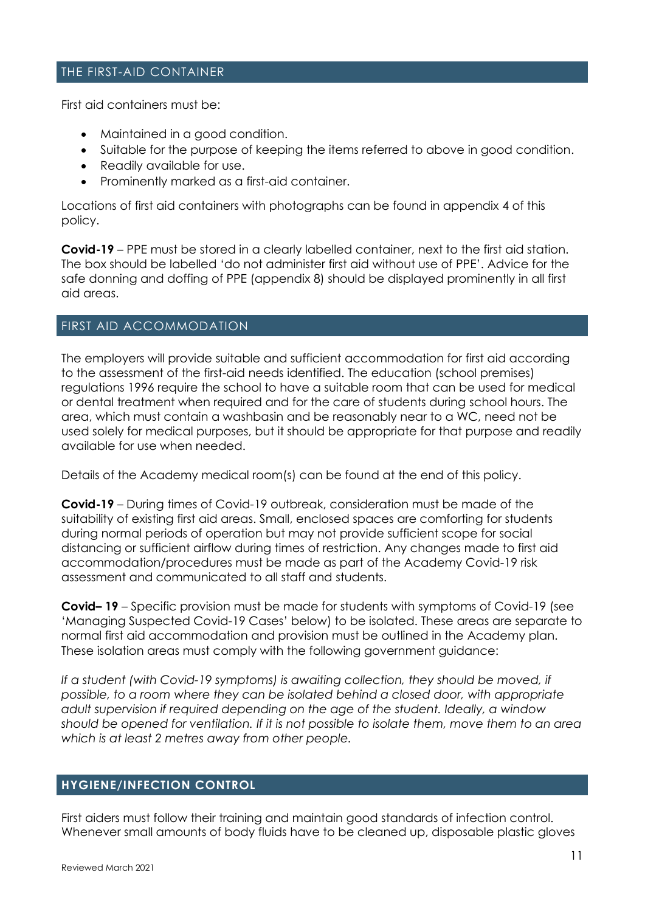## THE FIRST-AID CONTAINER

First aid containers must be:

- Maintained in a good condition.
- Suitable for the purpose of keeping the items referred to above in good condition.
- Readily available for use.
- Prominently marked as a first-aid container.

Locations of first aid containers with photographs can be found in appendix 4 of this policy.

**Covid-19** – PPE must be stored in a clearly labelled container, next to the first aid station. The box should be labelled 'do not administer first aid without use of PPE'. Advice for the safe donning and doffing of PPE (appendix 8) should be displayed prominently in all first aid areas.

## FIRST AID ACCOMMODATION

The employers will provide suitable and sufficient accommodation for first aid according to the assessment of the first-aid needs identified. The education (school premises) regulations 1996 require the school to have a suitable room that can be used for medical or dental treatment when required and for the care of students during school hours. The area, which must contain a washbasin and be reasonably near to a WC, need not be used solely for medical purposes, but it should be appropriate for that purpose and readily available for use when needed.

Details of the Academy medical room(s) can be found at the end of this policy.

**Covid-19** – During times of Covid-19 outbreak, consideration must be made of the suitability of existing first aid areas. Small, enclosed spaces are comforting for students during normal periods of operation but may not provide sufficient scope for social distancing or sufficient airflow during times of restriction. Any changes made to first aid accommodation/procedures must be made as part of the Academy Covid-19 risk assessment and communicated to all staff and students.

**Covid– 19** – Specific provision must be made for students with symptoms of Covid-19 (see 'Managing Suspected Covid-19 Cases' below) to be isolated. These areas are separate to normal first aid accommodation and provision must be outlined in the Academy plan. These isolation areas must comply with the following government guidance:

*If a student (with Covid-19 symptoms) is awaiting collection, they should be moved, if possible, to a room where they can be isolated behind a closed door, with appropriate adult supervision if required depending on the age of the student. Ideally, a window should be opened for ventilation. If it is not possible to isolate them, move them to an area which is at least 2 metres away from other people.*

## HYGIENE/INFECTION CONTROL

First aiders must follow their training and maintain good standards of infection control. Whenever small amounts of body fluids have to be cleaned up, disposable plastic gloves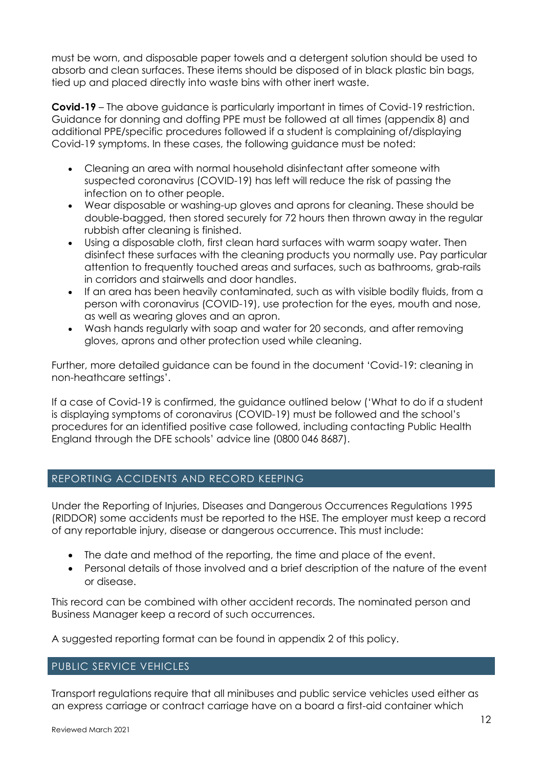must be worn, and disposable paper towels and a detergent solution should be used to absorb and clean surfaces. These items should be disposed of in black plastic bin bags, tied up and placed directly into waste bins with other inert waste.

**Covid-19** – The above guidance is particularly important in times of Covid-19 restriction. Guidance for donning and doffing PPE must be followed at all times (appendix 8) and additional PPE/specific procedures followed if a student is complaining of/displaying Covid-19 symptoms. In these cases, the following guidance must be noted:

- Cleaning an area with normal household disinfectant after someone with suspected coronavirus (COVID-19) has left will reduce the risk of passing the infection on to other people.
- Wear disposable or washing-up gloves and aprons for cleaning. These should be double-bagged, then stored securely for 72 hours then thrown away in the regular rubbish after cleaning is finished.
- Using a disposable cloth, first clean hard surfaces with warm soapy water. Then disinfect these surfaces with the cleaning products you normally use. Pay particular attention to frequently touched areas and surfaces, such as bathrooms, grab-rails in corridors and stairwells and door handles.
- If an area has been heavily contaminated, such as with visible bodily fluids, from a person with coronavirus (COVID-19), use protection for the eyes, mouth and nose, as well as wearing gloves and an apron.
- Wash hands regularly with soap and water for 20 seconds, and after removing gloves, aprons and other protection used while cleaning.

Further, more detailed guidance can be found in the document 'Covid-19: cleaning in non-heathcare settings'.

If a case of Covid-19 is confirmed, the guidance outlined below ('What to do if a student is displaying symptoms of coronavirus (COVID-19) must be followed and the school's procedures for an identified positive case followed, including contacting Public Health England through the DFE schools' advice line (0800 046 8687).

## REPORTING ACCIDENTS AND RECORD KEEPING

Under the Reporting of Injuries, Diseases and Dangerous Occurrences Regulations 1995 (RIDDOR) some accidents must be reported to the HSE. The employer must keep a record of any reportable injury, disease or dangerous occurrence. This must include:

- The date and method of the reporting, the time and place of the event.
- Personal details of those involved and a brief description of the nature of the event or disease.

This record can be combined with other accident records. The nominated person and Business Manager keep a record of such occurrences.

A suggested reporting format can be found in appendix 2 of this policy.

## PUBLIC SERVICE VEHICLES

Transport regulations require that all minibuses and public service vehicles used either as an express carriage or contract carriage have on a board a first-aid container which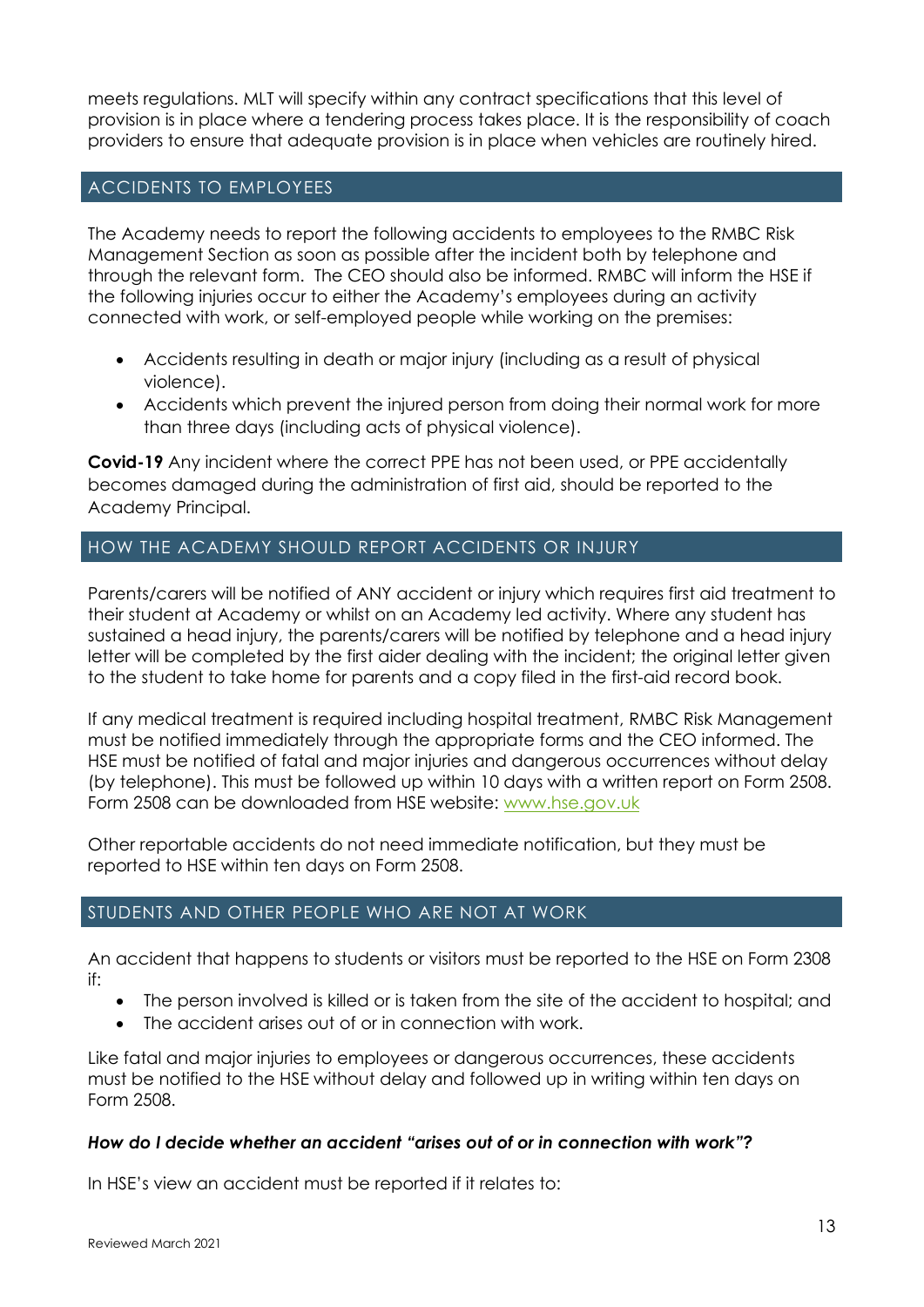meets regulations. MLT will specify within any contract specifications that this level of provision is in place where a tendering process takes place. It is the responsibility of coach providers to ensure that adequate provision is in place when vehicles are routinely hired.

## ACCIDENTS TO EMPLOYEES

The Academy needs to report the following accidents to employees to the RMBC Risk Management Section as soon as possible after the incident both by telephone and through the relevant form. The CEO should also be informed. RMBC will inform the HSE if the following injuries occur to either the Academy's employees during an activity connected with work, or self-employed people while working on the premises:

- Accidents resulting in death or major injury (including as a result of physical violence).
- Accidents which prevent the injured person from doing their normal work for more than three days (including acts of physical violence).

**Covid-19** Any incident where the correct PPE has not been used, or PPE accidentally becomes damaged during the administration of first aid, should be reported to the Academy Principal.

## HOW THE ACADEMY SHOULD REPORT ACCIDENTS OR INJURY

Parents/carers will be notified of ANY accident or injury which requires first aid treatment to their student at Academy or whilst on an Academy led activity. Where any student has sustained a head injury, the parents/carers will be notified by telephone and a head injury letter will be completed by the first aider dealing with the incident; the original letter given to the student to take home for parents and a copy filed in the first-aid record book.

If any medical treatment is required including hospital treatment, RMBC Risk Management must be notified immediately through the appropriate forms and the CEO informed. The HSE must be notified of fatal and major injuries and dangerous occurrences without delay (by telephone). This must be followed up within 10 days with a written report on Form 2508. Form 2508 can be downloaded from HSE website: www.hse.gov.uk

Other reportable accidents do not need immediate notification, but they must be reported to HSE within ten days on Form 2508.

## STUDENTS AND OTHER PEOPLE WHO ARE NOT AT WORK

An accident that happens to students or visitors must be reported to the HSE on Form 2308 if:

- The person involved is killed or is taken from the site of the accident to hospital; and
- The accident arises out of or in connection with work.

Like fatal and major injuries to employees or dangerous occurrences, these accidents must be notified to the HSE without delay and followed up in writing within ten days on Form 2508.

***How do I decide whether an accident "arises out of or in connection with work"?***

In HSE's view an accident must be reported if it relates to: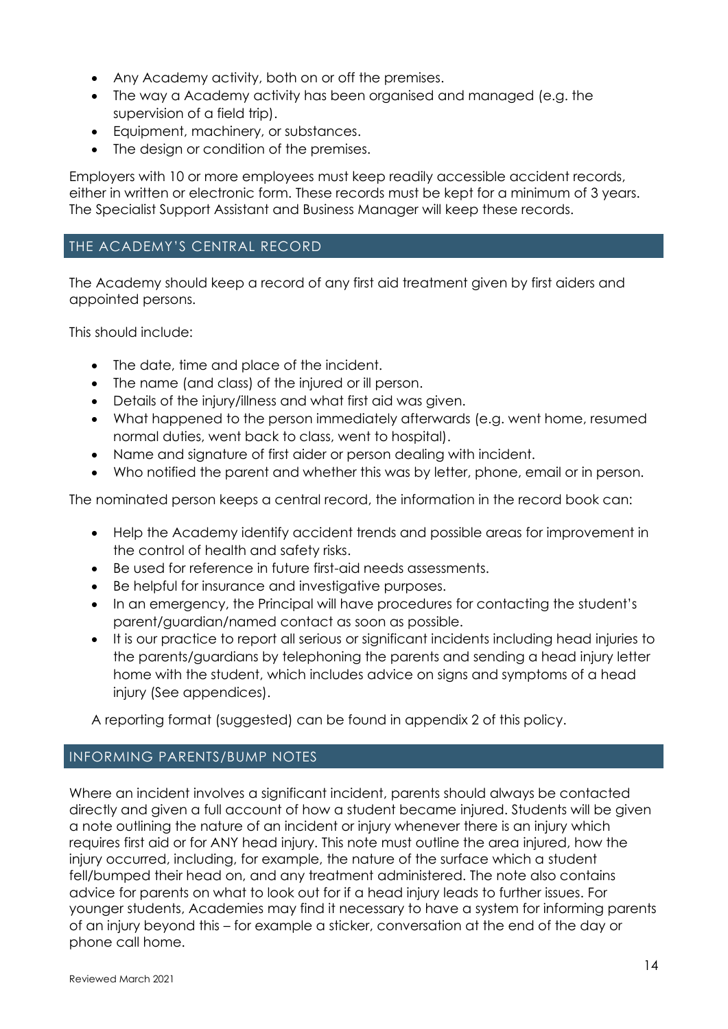- Any Academy activity, both on or off the premises.
- The way a Academy activity has been organised and managed (e.g. the supervision of a field trip).
- Equipment, machinery, or substances.
- The design or condition of the premises.

Employers with 10 or more employees must keep readily accessible accident records, either in written or electronic form. These records must be kept for a minimum of 3 years. The Specialist Support Assistant and Business Manager will keep these records.

## THE ACADEMY'S CENTRAL RECORD

The Academy should keep a record of any first aid treatment given by first aiders and appointed persons.

This should include:

- The date, time and place of the incident.
- The name (and class) of the injured or ill person.
- Details of the injury/illness and what first aid was given.
- What happened to the person immediately afterwards (e.g. went home, resumed normal duties, went back to class, went to hospital).
- Name and signature of first aider or person dealing with incident.
- Who notified the parent and whether this was by letter, phone, email or in person.

The nominated person keeps a central record, the information in the record book can:

- Help the Academy identify accident trends and possible areas for improvement in the control of health and safety risks.
- Be used for reference in future first-aid needs assessments.
- Be helpful for insurance and investigative purposes.
- In an emergency, the Principal will have procedures for contacting the student's parent/guardian/named contact as soon as possible.
- It is our practice to report all serious or significant incidents including head injuries to the parents/guardians by telephoning the parents and sending a head injury letter home with the student, which includes advice on signs and symptoms of a head injury (See appendices).

A reporting format (suggested) can be found in appendix 2 of this policy.

## INFORMING PARENTS/BUMP NOTES

Where an incident involves a significant incident, parents should always be contacted directly and given a full account of how a student became injured. Students will be given a note outlining the nature of an incident or injury whenever there is an injury which requires first aid or for ANY head injury. This note must outline the area injured, how the injury occurred, including, for example, the nature of the surface which a student fell/bumped their head on, and any treatment administered. The note also contains advice for parents on what to look out for if a head injury leads to further issues. For younger students, Academies may find it necessary to have a system for informing parents of an injury beyond this – for example a sticker, conversation at the end of the day or phone call home.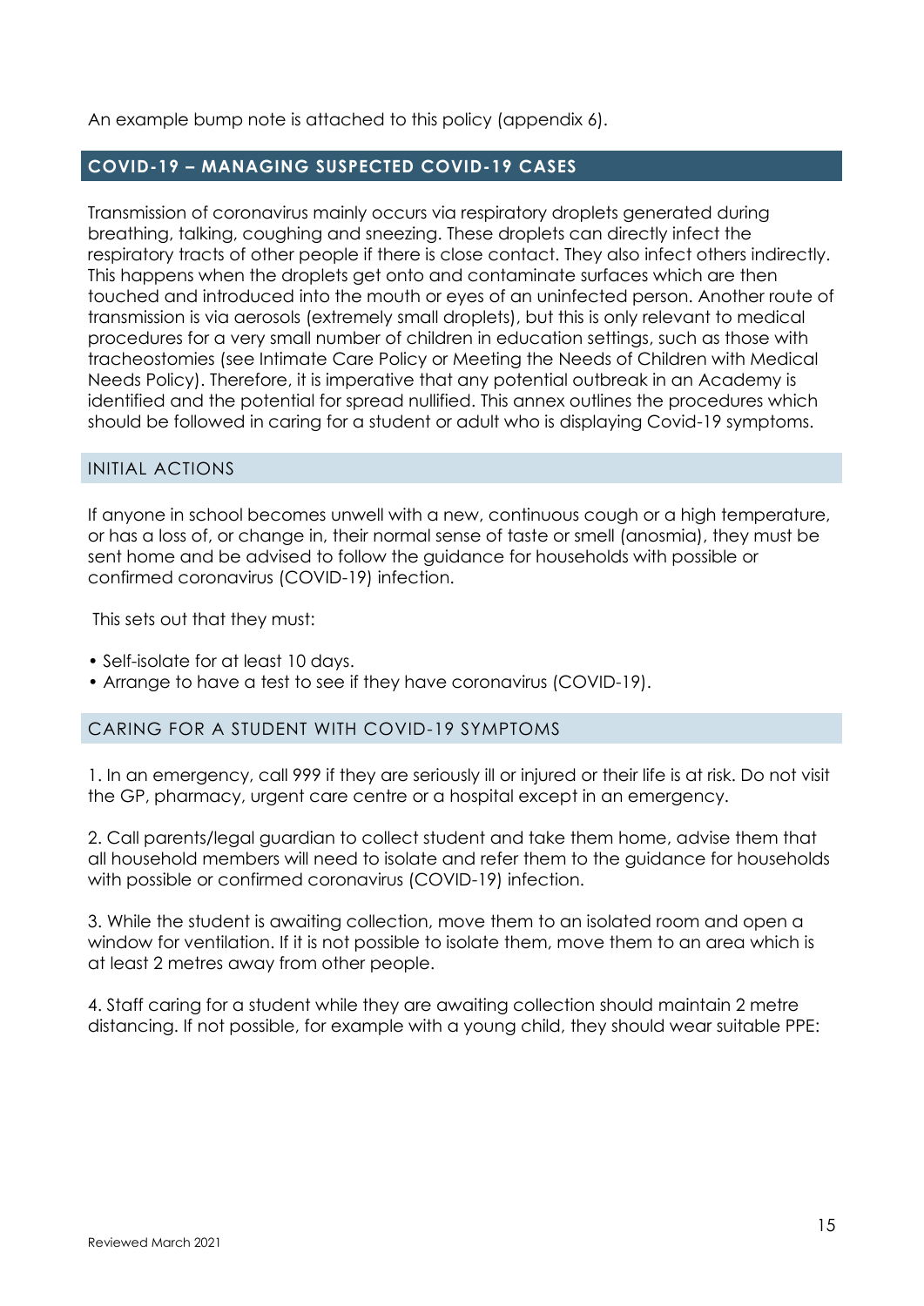An example bump note is attached to this policy (appendix 6).

## COVID-19 – MANAGING SUSPECTED COVID-19 CASES

Transmission of coronavirus mainly occurs via respiratory droplets generated during breathing, talking, coughing and sneezing. These droplets can directly infect the respiratory tracts of other people if there is close contact. They also infect others indirectly. This happens when the droplets get onto and contaminate surfaces which are then touched and introduced into the mouth or eyes of an uninfected person. Another route of transmission is via aerosols (extremely small droplets), but this is only relevant to medical procedures for a very small number of children in education settings, such as those with tracheostomies (see Intimate Care Policy or Meeting the Needs of Children with Medical Needs Policy). Therefore, it is imperative that any potential outbreak in an Academy is identified and the potential for spread nullified. This annex outlines the procedures which should be followed in caring for a student or adult who is displaying Covid-19 symptoms.

### INITIAL ACTIONS

If anyone in school becomes unwell with a new, continuous cough or a high temperature, or has a loss of, or change in, their normal sense of taste or smell (anosmia), they must be sent home and be advised to follow the guidance for households with possible or confirmed coronavirus (COVID-19) infection.

This sets out that they must:

- Self-isolate for at least 10 days.
- Arrange to have a test to see if they have coronavirus (COVID-19).

### CARING FOR A STUDENT WITH COVID-19 SYMPTOMS

1. In an emergency, call 999 if they are seriously ill or injured or their life is at risk. Do not visit the GP, pharmacy, urgent care centre or a hospital except in an emergency.

2. Call parents/legal guardian to collect student and take them home, advise them that all household members will need to isolate and refer them to the guidance for households with possible or confirmed coronavirus (COVID-19) infection.

3. While the student is awaiting collection, move them to an isolated room and open a window for ventilation. If it is not possible to isolate them, move them to an area which is at least 2 metres away from other people.

4. Staff caring for a student while they are awaiting collection should maintain 2 metre distancing. If not possible, for example with a young child, they should wear suitable PPE: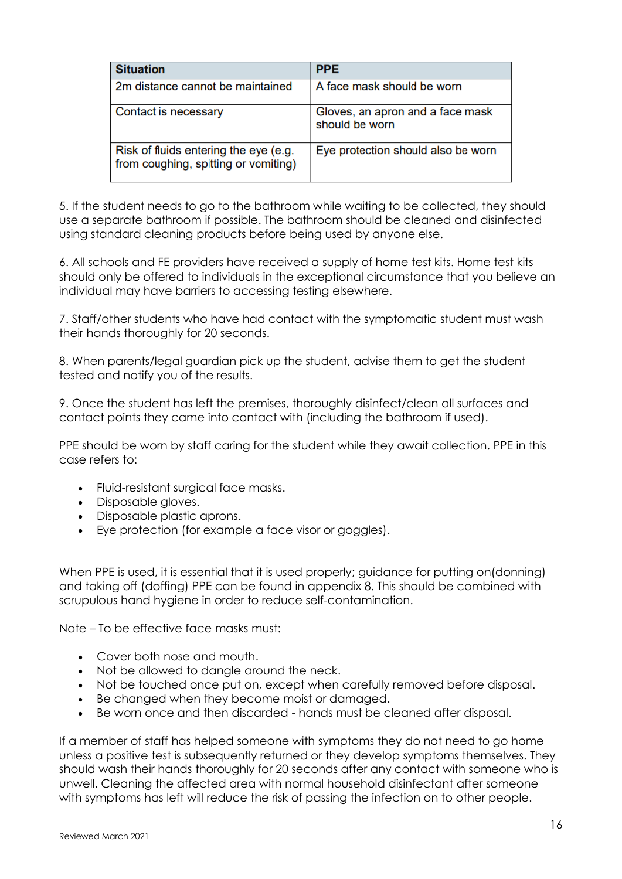| Situation | PPE |
|---|---|
| 2m distance cannot be maintained | A face mask should be worn |
| Contact is necessary | Gloves, an apron and a face mask should be worn |
| Risk of fluids entering the eye (e.g. from coughing, spitting or vomiting) | Eye protection should also be worn |

5. If the student needs to go to the bathroom while waiting to be collected, they should use a separate bathroom if possible. The bathroom should be cleaned and disinfected using standard cleaning products before being used by anyone else.

6. All schools and FE providers have received a supply of home test kits. Home test kits should only be offered to individuals in the exceptional circumstance that you believe an individual may have barriers to accessing testing elsewhere.

7. Staff/other students who have had contact with the symptomatic student must wash their hands thoroughly for 20 seconds.

8. When parents/legal guardian pick up the student, advise them to get the student tested and notify you of the results.

9. Once the student has left the premises, thoroughly disinfect/clean all surfaces and contact points they came into contact with (including the bathroom if used).

PPE should be worn by staff caring for the student while they await collection. PPE in this case refers to:

- Fluid-resistant surgical face masks.
- Disposable gloves.
- Disposable plastic aprons.
- Eye protection (for example a face visor or goggles).

When PPE is used, it is essential that it is used properly; guidance for putting on(donning) and taking off (doffing) PPE can be found in appendix 8. This should be combined with scrupulous hand hygiene in order to reduce self-contamination.

Note – To be effective face masks must:

- Cover both nose and mouth.
- Not be allowed to dangle around the neck.
- Not be touched once put on, except when carefully removed before disposal.
- Be changed when they become moist or damaged.
- Be worn once and then discarded - hands must be cleaned after disposal.

If a member of staff has helped someone with symptoms they do not need to go home unless a positive test is subsequently returned or they develop symptoms themselves. They should wash their hands thoroughly for 20 seconds after any contact with someone who is unwell. Cleaning the affected area with normal household disinfectant after someone with symptoms has left will reduce the risk of passing the infection on to other people.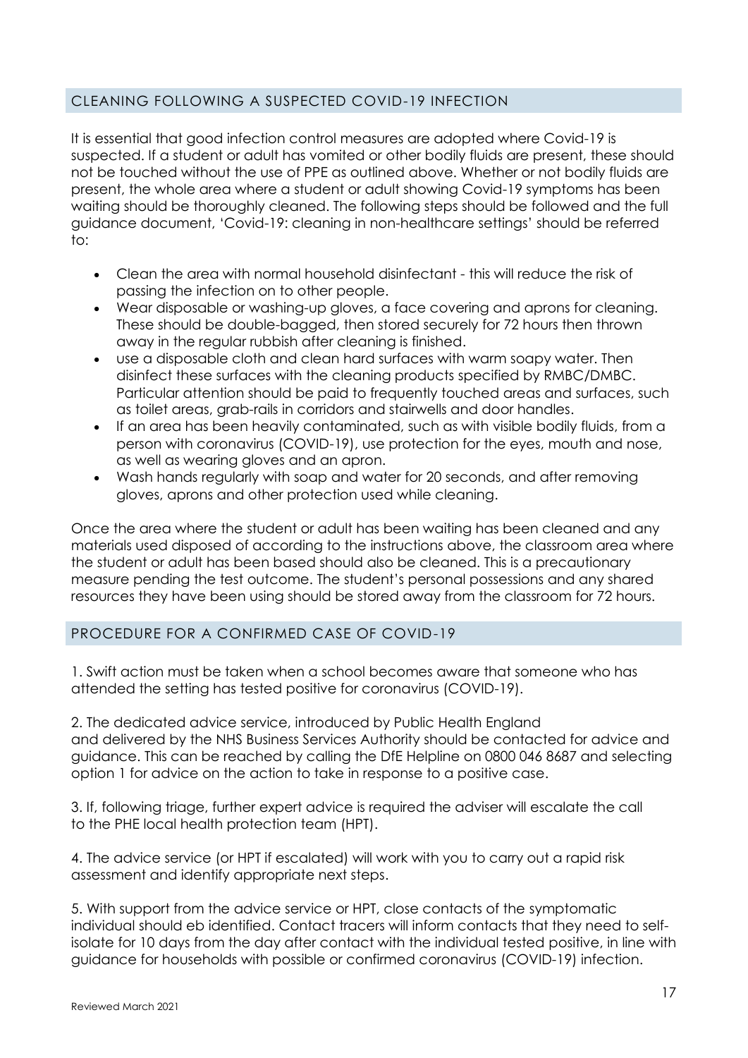## CLEANING FOLLOWING A SUSPECTED COVID-19 INFECTION

It is essential that good infection control measures are adopted where Covid-19 is suspected. If a student or adult has vomited or other bodily fluids are present, these should not be touched without the use of PPE as outlined above. Whether or not bodily fluids are present, the whole area where a student or adult showing Covid-19 symptoms has been waiting should be thoroughly cleaned. The following steps should be followed and the full guidance document, 'Covid-19: cleaning in non-healthcare settings' should be referred to:

- Clean the area with normal household disinfectant - this will reduce the risk of passing the infection on to other people.
- Wear disposable or washing-up gloves, a face covering and aprons for cleaning. These should be double-bagged, then stored securely for 72 hours then thrown away in the regular rubbish after cleaning is finished.
- use a disposable cloth and clean hard surfaces with warm soapy water. Then disinfect these surfaces with the cleaning products specified by RMBC/DMBC. Particular attention should be paid to frequently touched areas and surfaces, such as toilet areas, grab-rails in corridors and stairwells and door handles.
- If an area has been heavily contaminated, such as with visible bodily fluids, from a person with coronavirus (COVID-19), use protection for the eyes, mouth and nose, as well as wearing gloves and an apron.
- Wash hands regularly with soap and water for 20 seconds, and after removing gloves, aprons and other protection used while cleaning.

Once the area where the student or adult has been waiting has been cleaned and any materials used disposed of according to the instructions above, the classroom area where the student or adult has been based should also be cleaned. This is a precautionary measure pending the test outcome. The student's personal possessions and any shared resources they have been using should be stored away from the classroom for 72 hours.

## PROCEDURE FOR A CONFIRMED CASE OF COVID-19

1. Swift action must be taken when a school becomes aware that someone who has attended the setting has tested positive for coronavirus (COVID-19).

2. The dedicated advice service, introduced by Public Health England and delivered by the NHS Business Services Authority should be contacted for advice and guidance. This can be reached by calling the DfE Helpline on 0800 046 8687 and selecting option 1 for advice on the action to take in response to a positive case.

3. If, following triage, further expert advice is required the adviser will escalate the call to the PHE local health protection team (HPT).

4. The advice service (or HPT if escalated) will work with you to carry out a rapid risk assessment and identify appropriate next steps.

5. With support from the advice service or HPT, close contacts of the symptomatic individual should eb identified. Contact tracers will inform contacts that they need to self-isolate for 10 days from the day after contact with the individual tested positive, in line with guidance for households with possible or confirmed coronavirus (COVID-19) infection.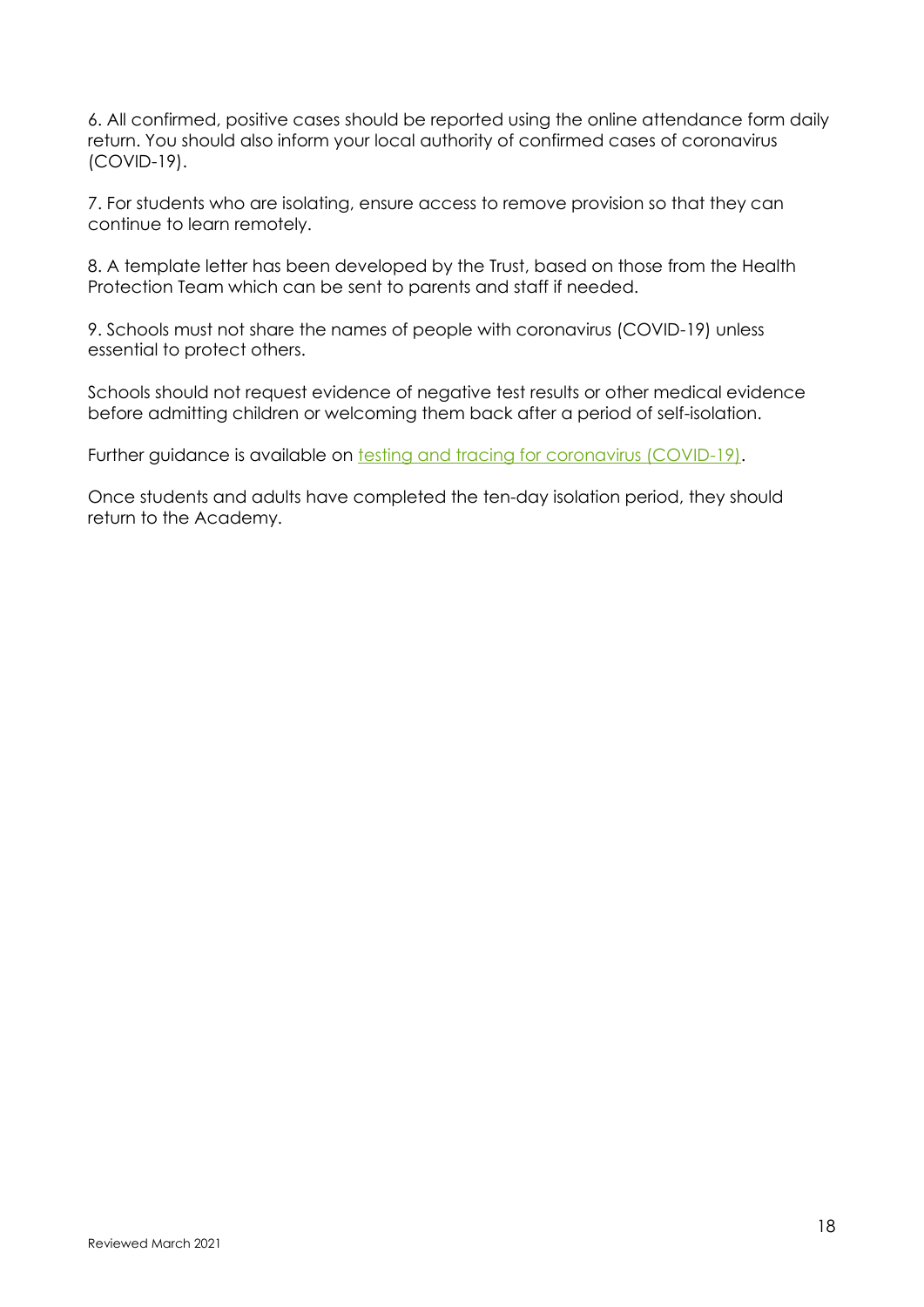6. All confirmed, positive cases should be reported using the online attendance form daily return. You should also inform your local authority of confirmed cases of coronavirus (COVID-19).

7. For students who are isolating, ensure access to remove provision so that they can continue to learn remotely.

8. A template letter has been developed by the Trust, based on those from the Health Protection Team which can be sent to parents and staff if needed.

9. Schools must not share the names of people with coronavirus (COVID-19) unless essential to protect others.

Schools should not request evidence of negative test results or other medical evidence before admitting children or welcoming them back after a period of self-isolation.

Further guidance is available on testing and tracing for coronavirus (COVID-19).

Once students and adults have completed the ten-day isolation period, they should return to the Academy.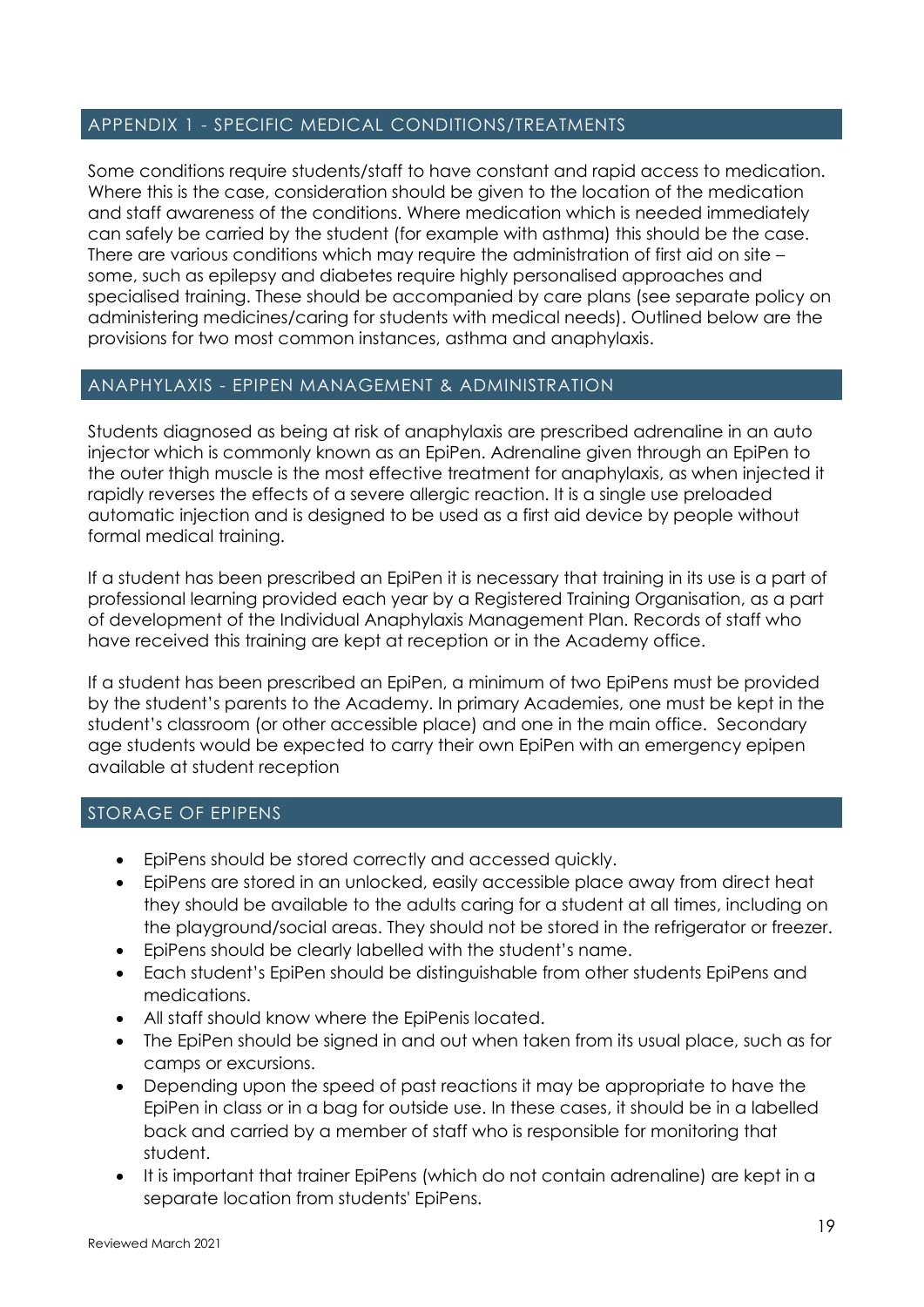## APPENDIX 1 - SPECIFIC MEDICAL CONDITIONS/TREATMENTS

Some conditions require students/staff to have constant and rapid access to medication. Where this is the case, consideration should be given to the location of the medication and staff awareness of the conditions. Where medication which is needed immediately can safely be carried by the student (for example with asthma) this should be the case. There are various conditions which may require the administration of first aid on site – some, such as epilepsy and diabetes require highly personalised approaches and specialised training. These should be accompanied by care plans (see separate policy on administering medicines/caring for students with medical needs). Outlined below are the provisions for two most common instances, asthma and anaphylaxis.

## ANAPHYLAXIS - EPIPEN MANAGEMENT & ADMINISTRATION

Students diagnosed as being at risk of anaphylaxis are prescribed adrenaline in an auto injector which is commonly known as an EpiPen. Adrenaline given through an EpiPen to the outer thigh muscle is the most effective treatment for anaphylaxis, as when injected it rapidly reverses the effects of a severe allergic reaction. It is a single use preloaded automatic injection and is designed to be used as a first aid device by people without formal medical training.

If a student has been prescribed an EpiPen it is necessary that training in its use is a part of professional learning provided each year by a Registered Training Organisation, as a part of development of the Individual Anaphylaxis Management Plan. Records of staff who have received this training are kept at reception or in the Academy office.

If a student has been prescribed an EpiPen, a minimum of two EpiPens must be provided by the student's parents to the Academy. In primary Academies, one must be kept in the student's classroom (or other accessible place) and one in the main office. Secondary age students would be expected to carry their own EpiPen with an emergency epipen available at student reception

## STORAGE OF EPIPENS

- EpiPens should be stored correctly and accessed quickly.
- EpiPens are stored in an unlocked, easily accessible place away from direct heat they should be available to the adults caring for a student at all times, including on the playground/social areas. They should not be stored in the refrigerator or freezer.
- EpiPens should be clearly labelled with the student's name.
- Each student's EpiPen should be distinguishable from other students EpiPens and medications.
- All staff should know where the EpiPenis located.
- The EpiPen should be signed in and out when taken from its usual place, such as for camps or excursions.
- Depending upon the speed of past reactions it may be appropriate to have the EpiPen in class or in a bag for outside use. In these cases, it should be in a labelled back and carried by a member of staff who is responsible for monitoring that student.
- It is important that trainer EpiPens (which do not contain adrenaline) are kept in a separate location from students' EpiPens.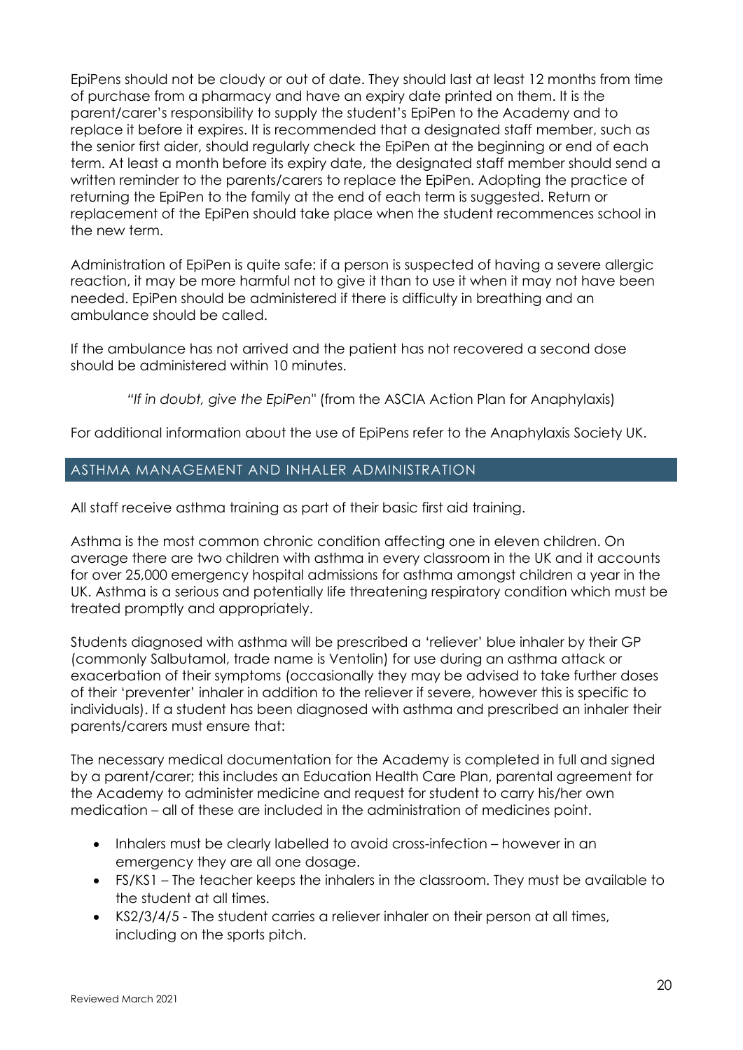EpiPens should not be cloudy or out of date. They should last at least 12 months from time of purchase from a pharmacy and have an expiry date printed on them. It is the parent/carer's responsibility to supply the student's EpiPen to the Academy and to replace it before it expires. It is recommended that a designated staff member, such as the senior first aider, should regularly check the EpiPen at the beginning or end of each term. At least a month before its expiry date, the designated staff member should send a written reminder to the parents/carers to replace the EpiPen. Adopting the practice of returning the EpiPen to the family at the end of each term is suggested. Return or replacement of the EpiPen should take place when the student recommences school in the new term.

Administration of EpiPen is quite safe: if a person is suspected of having a severe allergic reaction, it may be more harmful not to give it than to use it when it may not have been needed. EpiPen should be administered if there is difficulty in breathing and an ambulance should be called.

If the ambulance has not arrived and the patient has not recovered a second dose should be administered within 10 minutes.

> *"If in doubt, give the EpiPen"* (from the ASCIA Action Plan for Anaphylaxis)

For additional information about the use of EpiPens refer to the Anaphylaxis Society UK.

## ASTHMA MANAGEMENT AND INHALER ADMINISTRATION

All staff receive asthma training as part of their basic first aid training.

Asthma is the most common chronic condition affecting one in eleven children. On average there are two children with asthma in every classroom in the UK and it accounts for over 25,000 emergency hospital admissions for asthma amongst children a year in the UK. Asthma is a serious and potentially life threatening respiratory condition which must be treated promptly and appropriately.

Students diagnosed with asthma will be prescribed a 'reliever' blue inhaler by their GP (commonly Salbutamol, trade name is Ventolin) for use during an asthma attack or exacerbation of their symptoms (occasionally they may be advised to take further doses of their 'preventer' inhaler in addition to the reliever if severe, however this is specific to individuals). If a student has been diagnosed with asthma and prescribed an inhaler their parents/carers must ensure that:

The necessary medical documentation for the Academy is completed in full and signed by a parent/carer; this includes an Education Health Care Plan, parental agreement for the Academy to administer medicine and request for student to carry his/her own medication – all of these are included in the administration of medicines point.

- Inhalers must be clearly labelled to avoid cross-infection – however in an emergency they are all one dosage.
- FS/KS1 – The teacher keeps the inhalers in the classroom. They must be available to the student at all times.
- KS2/3/4/5 - The student carries a reliever inhaler on their person at all times, including on the sports pitch.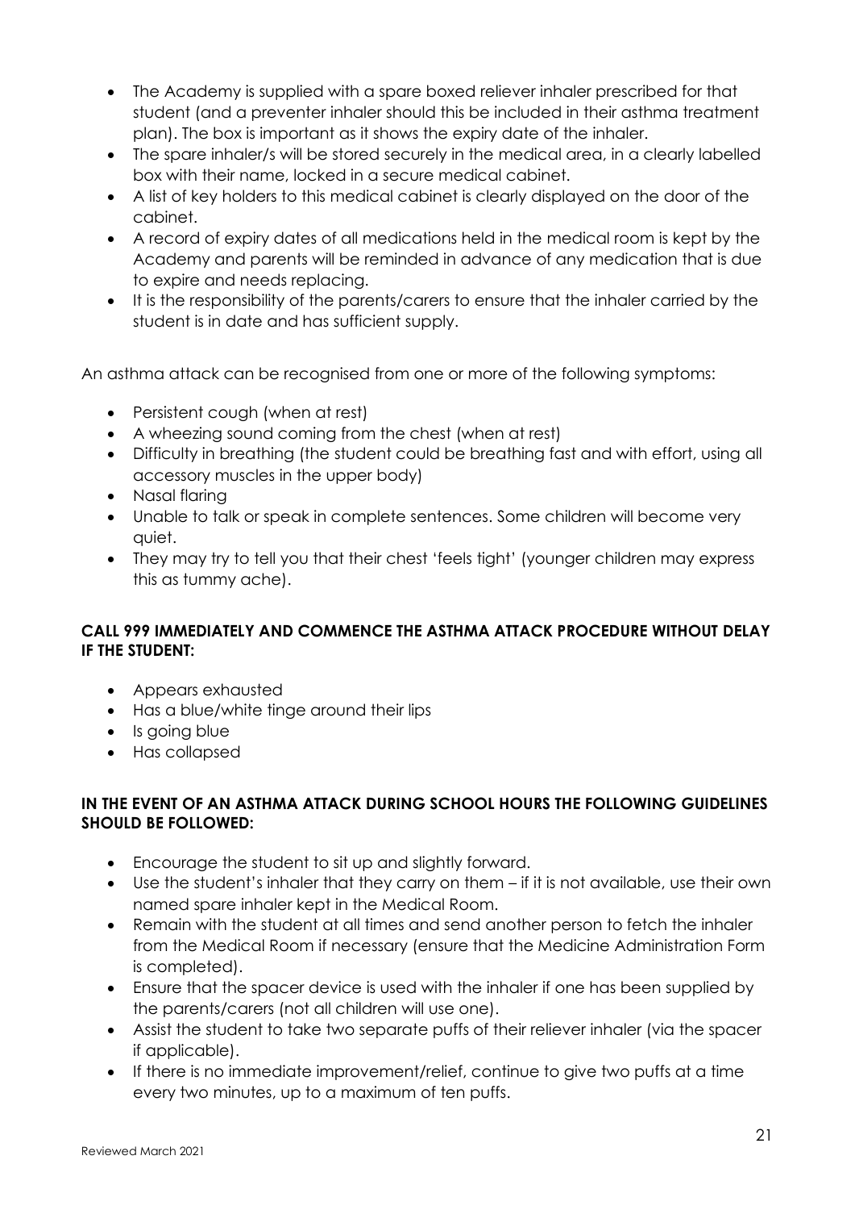- The Academy is supplied with a spare boxed reliever inhaler prescribed for that student (and a preventer inhaler should this be included in their asthma treatment plan). The box is important as it shows the expiry date of the inhaler.
- The spare inhaler/s will be stored securely in the medical area, in a clearly labelled box with their name, locked in a secure medical cabinet.
- A list of key holders to this medical cabinet is clearly displayed on the door of the cabinet.
- A record of expiry dates of all medications held in the medical room is kept by the Academy and parents will be reminded in advance of any medication that is due to expire and needs replacing.
- It is the responsibility of the parents/carers to ensure that the inhaler carried by the student is in date and has sufficient supply.

An asthma attack can be recognised from one or more of the following symptoms:

- Persistent cough (when at rest)
- A wheezing sound coming from the chest (when at rest)
- Difficulty in breathing (the student could be breathing fast and with effort, using all accessory muscles in the upper body)
- Nasal flaring
- Unable to talk or speak in complete sentences. Some children will become very quiet.
- They may try to tell you that their chest 'feels tight' (younger children may express this as tummy ache).

**CALL 999 IMMEDIATELY AND COMMENCE THE ASTHMA ATTACK PROCEDURE WITHOUT DELAY IF THE STUDENT:**

- Appears exhausted
- Has a blue/white tinge around their lips
- Is going blue
- Has collapsed

**IN THE EVENT OF AN ASTHMA ATTACK DURING SCHOOL HOURS THE FOLLOWING GUIDELINES SHOULD BE FOLLOWED:**

- Encourage the student to sit up and slightly forward.
- Use the student's inhaler that they carry on them – if it is not available, use their own named spare inhaler kept in the Medical Room.
- Remain with the student at all times and send another person to fetch the inhaler from the Medical Room if necessary (ensure that the Medicine Administration Form is completed).
- Ensure that the spacer device is used with the inhaler if one has been supplied by the parents/carers (not all children will use one).
- Assist the student to take two separate puffs of their reliever inhaler (via the spacer if applicable).
- If there is no immediate improvement/relief, continue to give two puffs at a time every two minutes, up to a maximum of ten puffs.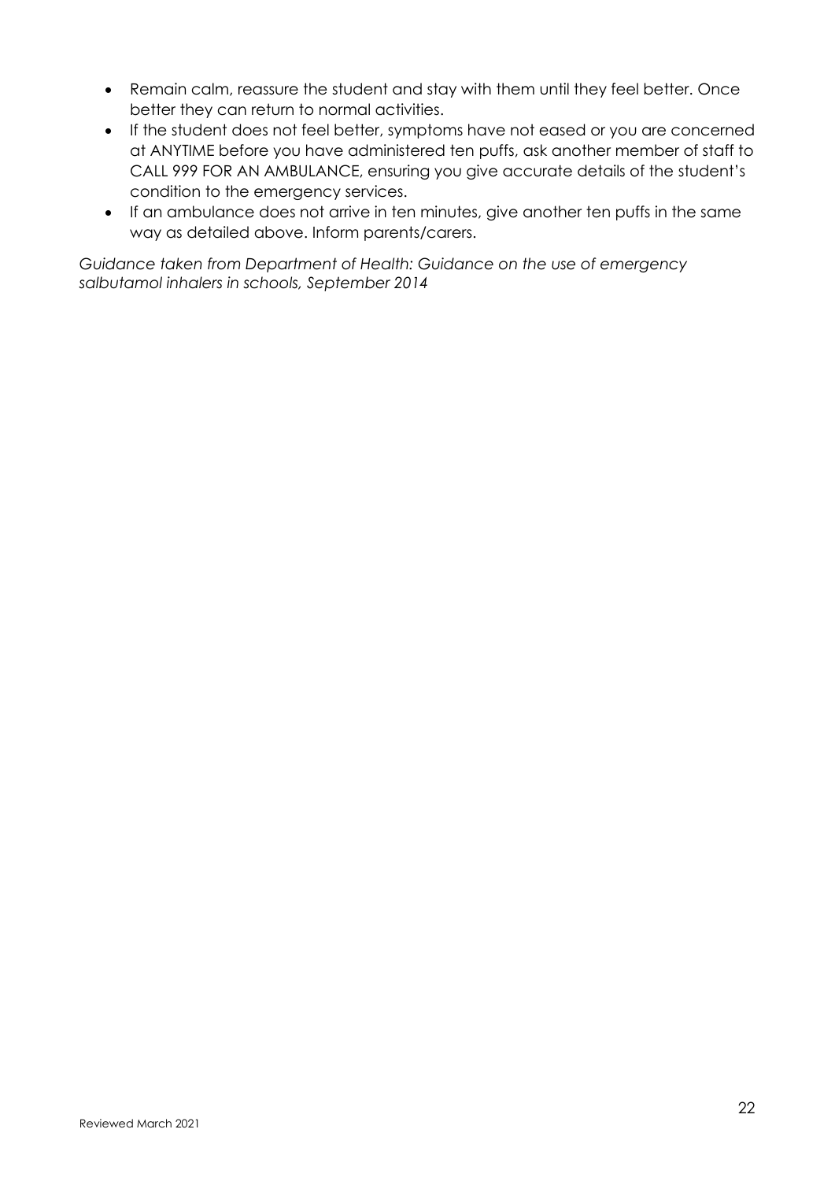- Remain calm, reassure the student and stay with them until they feel better. Once better they can return to normal activities.
- If the student does not feel better, symptoms have not eased or you are concerned at ANYTIME before you have administered ten puffs, ask another member of staff to CALL 999 FOR AN AMBULANCE, ensuring you give accurate details of the student's condition to the emergency services.
- If an ambulance does not arrive in ten minutes, give another ten puffs in the same way as detailed above. Inform parents/carers.

*Guidance taken from Department of Health: Guidance on the use of emergency salbutamol inhalers in schools, September 2014*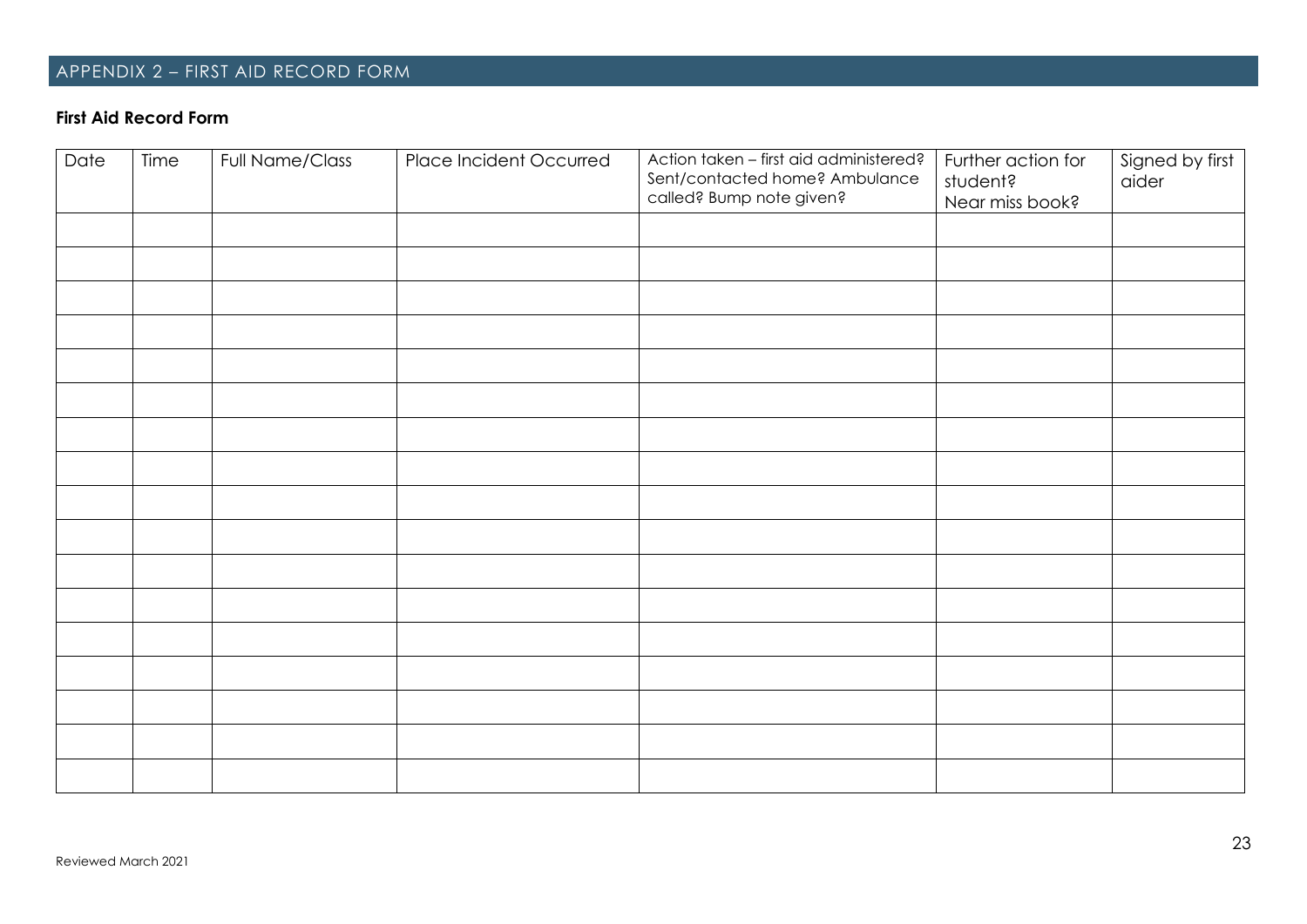## APPENDIX 2 – FIRST AID RECORD FORM

**First Aid Record Form**

| Date | Time | Full Name/Class | Place Incident Occurred | Action taken – first aid administered? Sent/contacted home? Ambulance called? Bump note given? | Further action for student? Near miss book? | Signed by first aider |
|---|---|---|---|---|---|---|
| | | | | | | |
| | | | | | | |
| | | | | | | |
| | | | | | | |
| | | | | | | |
| | | | | | | |
| | | | | | | |
| | | | | | | |
| | | | | | | |
| | | | | | | |
| | | | | | | |
| | | | | | | |
| | | | | | | |
| | | | | | | |
| | | | | | | |
| | | | | | | |
| | | | | | | |

Reviewed March 2021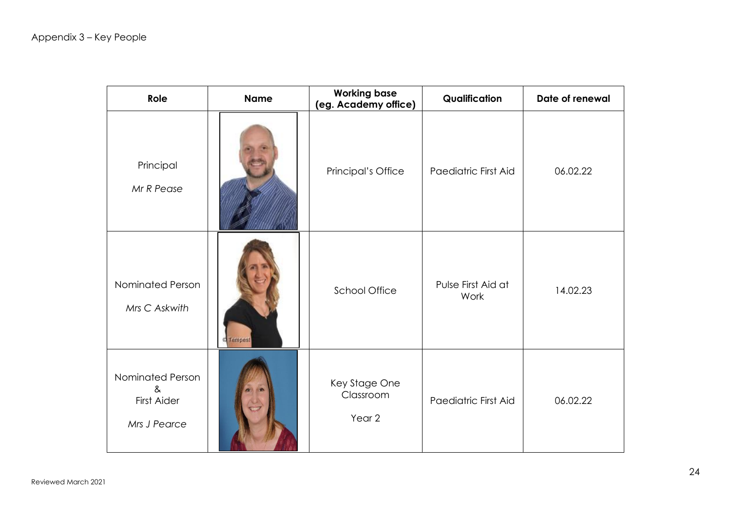Appendix 3 – Key People

| Role | Name | Working base (eg. Academy office) | Qualification | Date of renewal |
|---|---|---|---|---|
| Principal *Mr R Pease* | | Principal's Office | Paediatric First Aid | 06.02.22 |
| Nominated Person *Mrs C Askwith* | | School Office | Pulse First Aid at Work | 14.02.23 |
| Nominated Person & First Aider *Mrs J Pearce* | | Key Stage One Classroom Year 2 | Paediatric First Aid | 06.02.22 |

Reviewed March 2021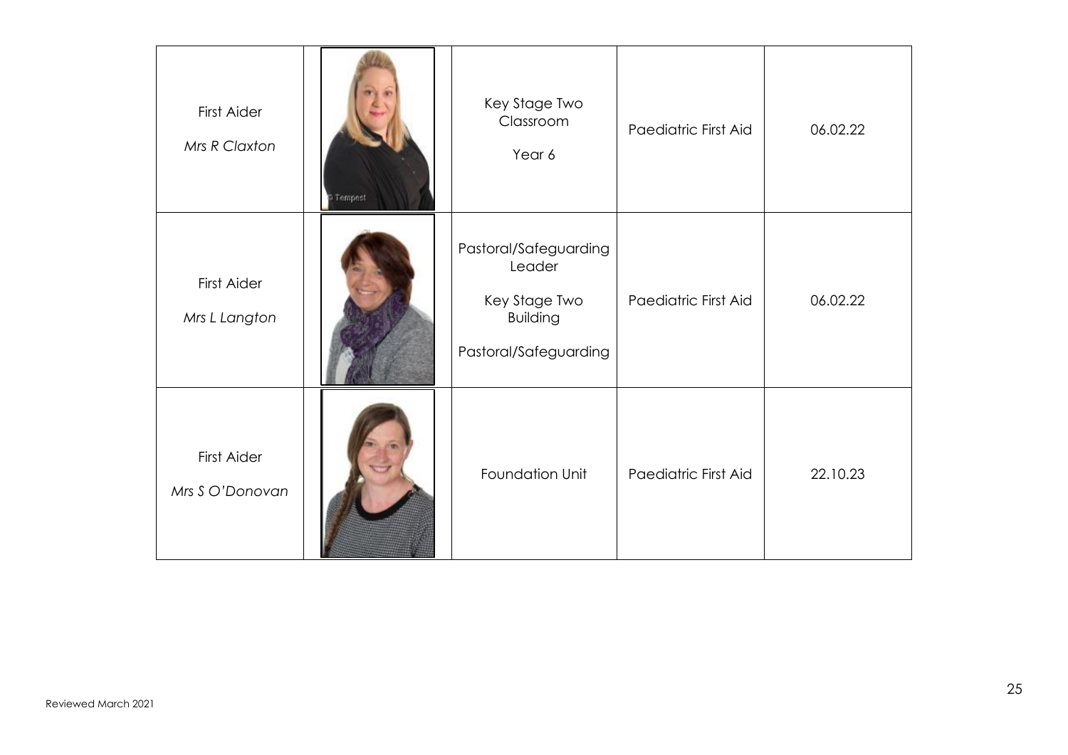| First Aider *Mrs R Claxton* | | Key Stage Two Classroom<br><br>Year 6 | Paediatric First Aid | 06.02.22 |
|---|---|---|---|---|
| First Aider *Mrs L Langton* | | Pastoral/Safeguarding Leader<br><br>Key Stage Two Building<br><br>Pastoral/Safeguarding | Paediatric First Aid | 06.02.22 |
| First Aider *Mrs S O'Donovan* | | Foundation Unit | Paediatric First Aid | 22.10.23 |

Reviewed March 2021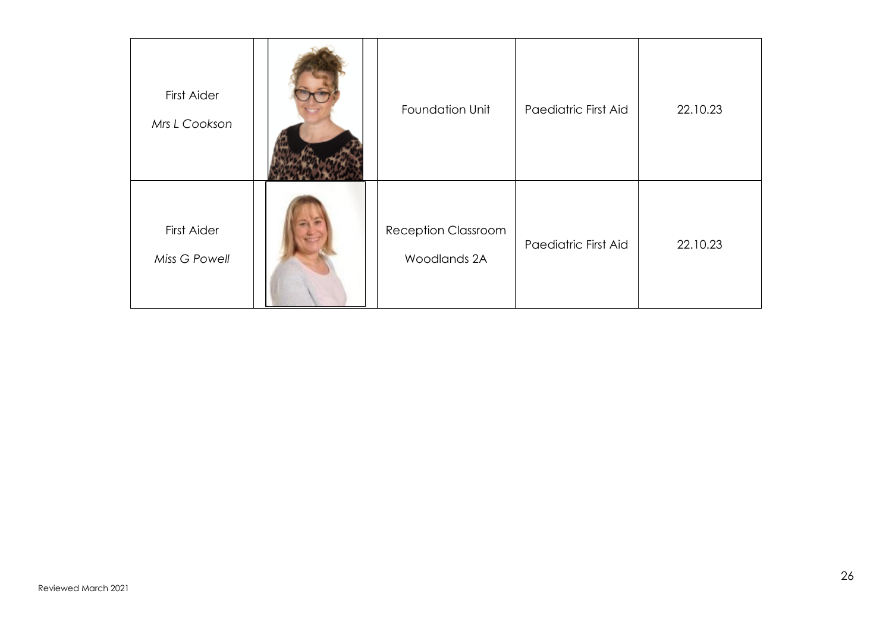| | | | | |
|---|---|---|---|---|
| First Aider<br>*Mrs L Cookson* | | Foundation Unit | Paediatric First Aid | 22.10.23 |
| First Aider<br>*Miss G Powell* | | Reception Classroom<br>Woodlands 2A | Paediatric First Aid | 22.10.23 |

Reviewed March 2021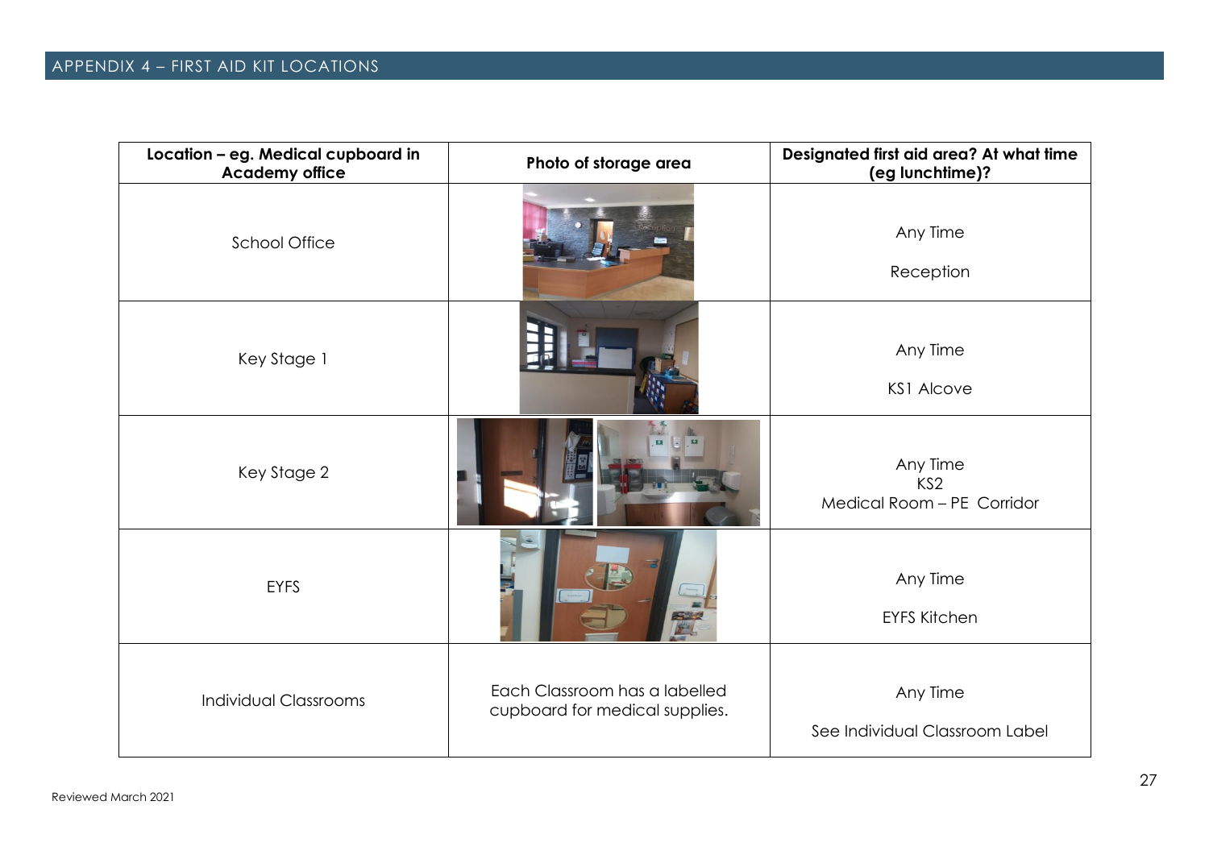## APPENDIX 4 – FIRST AID KIT LOCATIONS

| Location – eg. Medical cupboard in Academy office | Photo of storage area | Designated first aid area? At what time (eg lunchtime)? |
| --- | --- | --- |
| School Office | | Any Time<br><br>Reception |
| Key Stage 1 | | Any Time<br><br>KS1 Alcove |
| Key Stage 2 | | Any Time<br>KS2<br>Medical Room – PE Corridor |
| EYFS | | Any Time<br><br>EYFS Kitchen |
| Individual Classrooms | Each Classroom has a labelled cupboard for medical supplies. | Any Time<br><br>See Individual Classroom Label |

Reviewed March 2021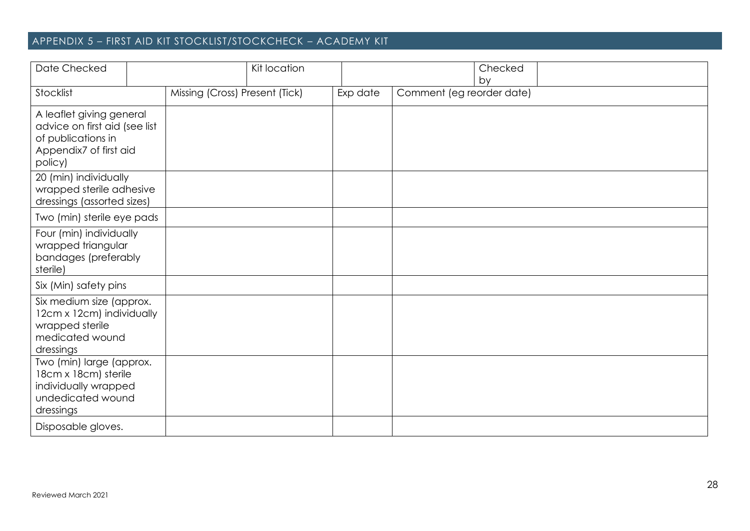## APPENDIX 5 – FIRST AID KIT STOCKLIST/STOCKCHECK – ACADEMY KIT

| Date Checked | | Kit location | | Checked by | |
|---|---|---|---|---|---|
| **Stocklist** | **Missing (Cross) Present (Tick)** | | **Exp date** | **Comment (eg reorder date)** | |
| A leaflet giving general advice on first aid (see list of publications in Appendix7 of first aid policy) | | | | | |
| 20 (min) individually wrapped sterile adhesive dressings (assorted sizes) | | | | | |
| Two (min) sterile eye pads | | | | | |
| Four (min) individually wrapped triangular bandages (preferably sterile) | | | | | |
| Six (Min) safety pins | | | | | |
| Six medium size (approx. 12cm x 12cm) individually wrapped sterile medicated wound dressings | | | | | |
| Two (min) large (approx. 18cm x 18cm) sterile individually wrapped undedicated wound dressings | | | | | |
| Disposable gloves. | | | | | |

Reviewed March 2021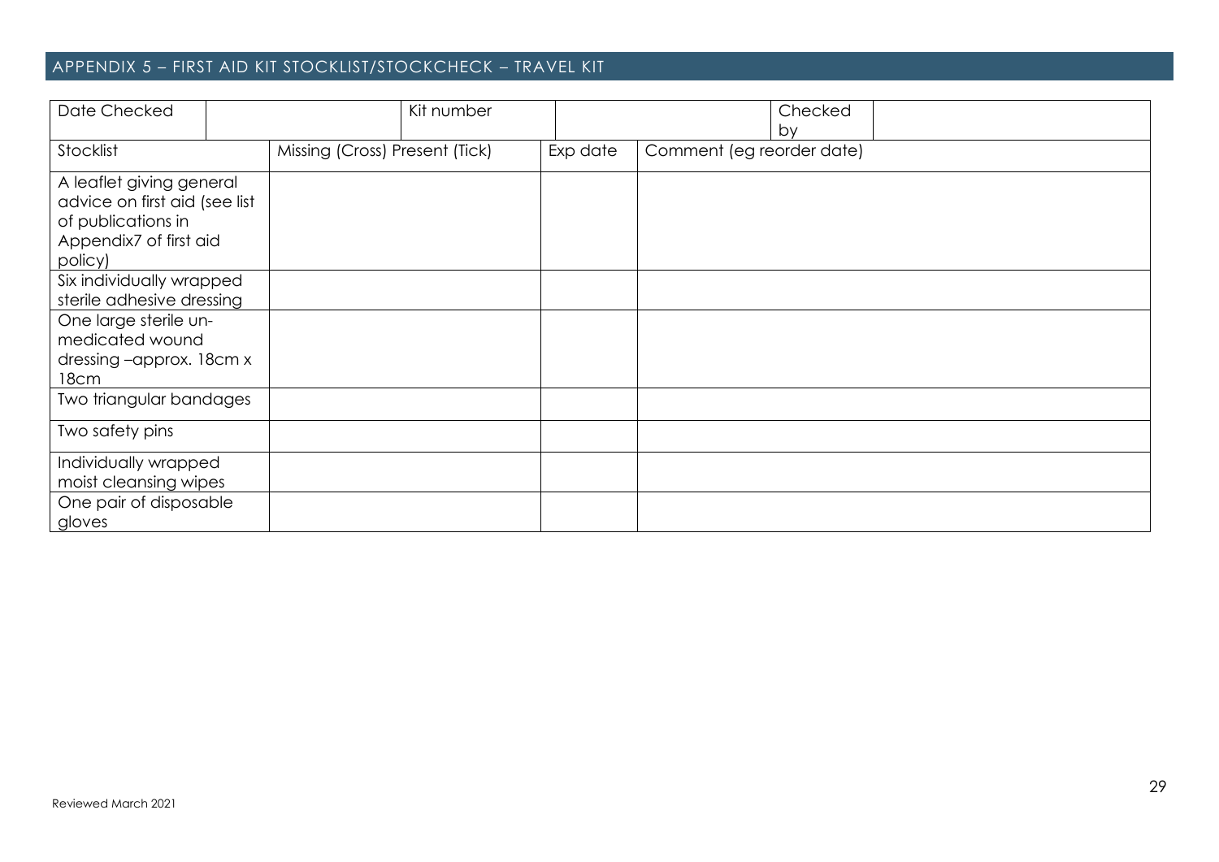## APPENDIX 5 – FIRST AID KIT STOCKLIST/STOCKCHECK – TRAVEL KIT

| Date Checked | | Kit number | | Checked by | |
|---|---|---|---|---|---|

| Stocklist | Missing (Cross) Present (Tick) | Exp date | Comment (eg reorder date) |
|---|---|---|---|
| A leaflet giving general advice on first aid (see list of publications in Appendix7 of first aid policy) | | | |
| Six individually wrapped sterile adhesive dressing | | | |
| One large sterile un-medicated wound dressing –approx. 18cm x 18cm | | | |
| Two triangular bandages | | | |
| Two safety pins | | | |
| Individually wrapped moist cleansing wipes | | | |
| One pair of disposable gloves | | | |

Reviewed March 2021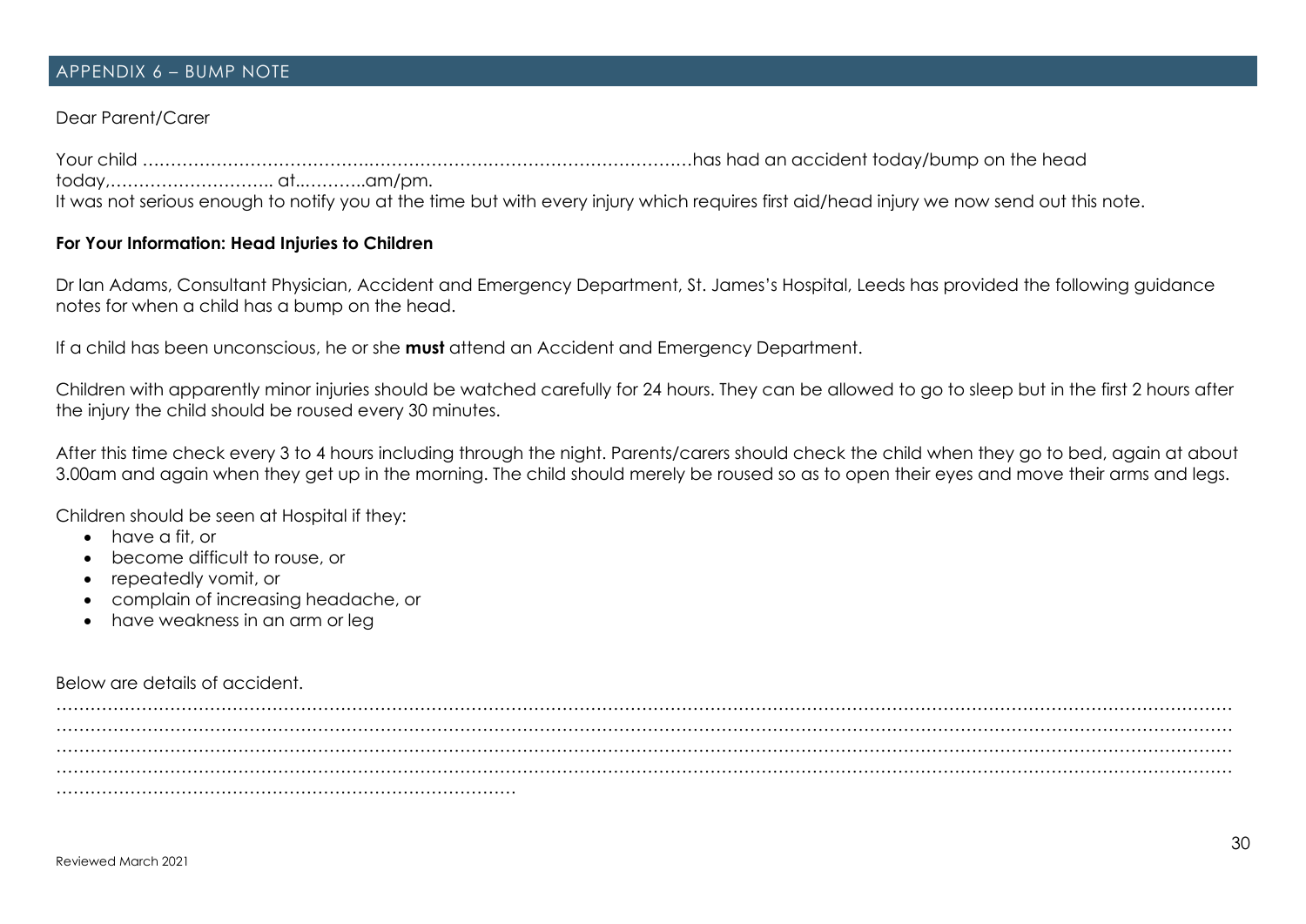## APPENDIX 6 – BUMP NOTE

Dear Parent/Carer

Your child …………………………….……………………………………………………has had an accident today/bump on the head today,……………………….. at...………..am/pm.
It was not serious enough to notify you at the time but with every injury which requires first aid/head injury we now send out this note.

**For Your Information: Head Injuries to Children**

Dr Ian Adams, Consultant Physician, Accident and Emergency Department, St. James's Hospital, Leeds has provided the following guidance notes for when a child has a bump on the head.

If a child has been unconscious, he or she **must** attend an Accident and Emergency Department.

Children with apparently minor injuries should be watched carefully for 24 hours. They can be allowed to go to sleep but in the first 2 hours after the injury the child should be roused every 30 minutes.

After this time check every 3 to 4 hours including through the night. Parents/carers should check the child when they go to bed, again at about 3.00am and again when they get up in the morning. The child should merely be roused so as to open their eyes and move their arms and legs.

Children should be seen at Hospital if they:

- have a fit, or
- become difficult to rouse, or
- repeatedly vomit, or
- complain of increasing headache, or
- have weakness in an arm or leg

Below are details of accident.

……………………………………………………………………………………………………………………………………………………………
……………………………………………………………………………………………………………………………………………………………
……………………………………………………………………………………………………………………………………………………………
……………………………………………………………………………………………………………………………………………………………
………………………………………………………………………

Reviewed March 2021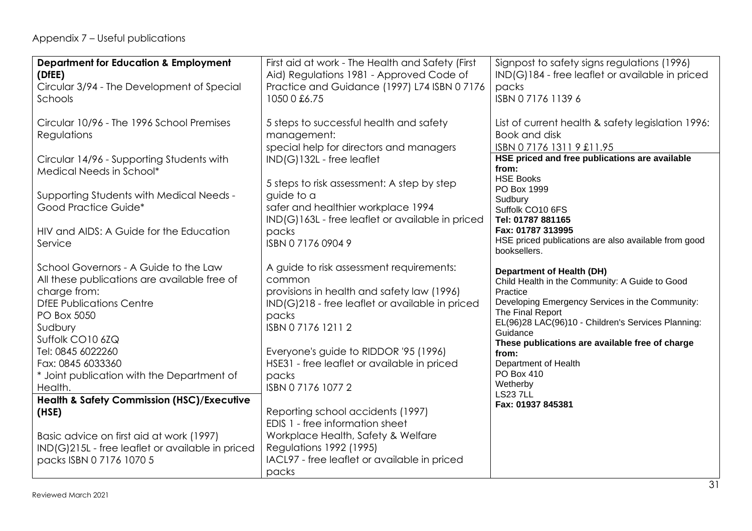Appendix 7 – Useful publications

**Department for Education & Employment (DfEE)**

Circular 3/94 - The Development of Special Schools

Circular 10/96 - The 1996 School Premises Regulations

Circular 14/96 - Supporting Students with Medical Needs in School*

Supporting Students with Medical Needs - Good Practice Guide*

HIV and AIDS: A Guide for the Education Service

School Governors - A Guide to the Law

All these publications are available free of charge from:
DfEE Publications Centre
PO Box 5050
Sudbury
Suffolk CO10 6ZQ
Tel: 0845 6022260
Fax: 0845 6033360
* Joint publication with the Department of Health.

**Health & Safety Commission (HSC)/Executive (HSE)**

Basic advice on first aid at work (1997)
IND(G)215L - free leaflet or available in priced packs ISBN 0 7176 1070 5

First aid at work - The Health and Safety (First Aid) Regulations 1981 - Approved Code of Practice and Guidance (1997) L74 ISBN 0 7176 1050 0 £6.75

5 steps to successful health and safety management:
special help for directors and managers
IND(G)132L - free leaflet

5 steps to risk assessment: A step by step guide to a
safer and healthier workplace 1994
IND(G)163L - free leaflet or available in priced packs
ISBN 0 7176 0904 9

A guide to risk assessment requirements: common
provisions in health and safety law (1996)
IND(G)218 - free leaflet or available in priced packs
ISBN 0 7176 1211 2

Everyone's guide to RIDDOR '95 (1996)
HSE31 - free leaflet or available in priced packs
ISBN 0 7176 1077 2

Reporting school accidents (1997)
EDIS 1 - free information sheet

Workplace Health, Safety & Welfare Regulations 1992 (1995)
IACL97 - free leaflet or available in priced packs

Signpost to safety signs regulations (1996)
IND(G)184 - free leaflet or available in priced packs
ISBN 0 7176 1139 6

List of current health & safety legislation 1996: Book and disk
ISBN 0 7176 1311 9 £11.95

**HSE priced and free publications are available from:**
HSE Books
PO Box 1999
Sudbury
Suffolk CO10 6FS
**Tel: 01787 881165**
**Fax: 01787 313995**
HSE priced publications are also available from good booksellers.

**Department of Health (DH)**

Child Health in the Community: A Guide to Good Practice

Developing Emergency Services in the Community: The Final Report

EL(96)28 LAC(96)10 - Children's Services Planning: Guidance

**These publications are available free of charge from:**
Department of Health
PO Box 410
Wetherby
LS23 7LL
**Fax: 01937 845381**

Reviewed March 2021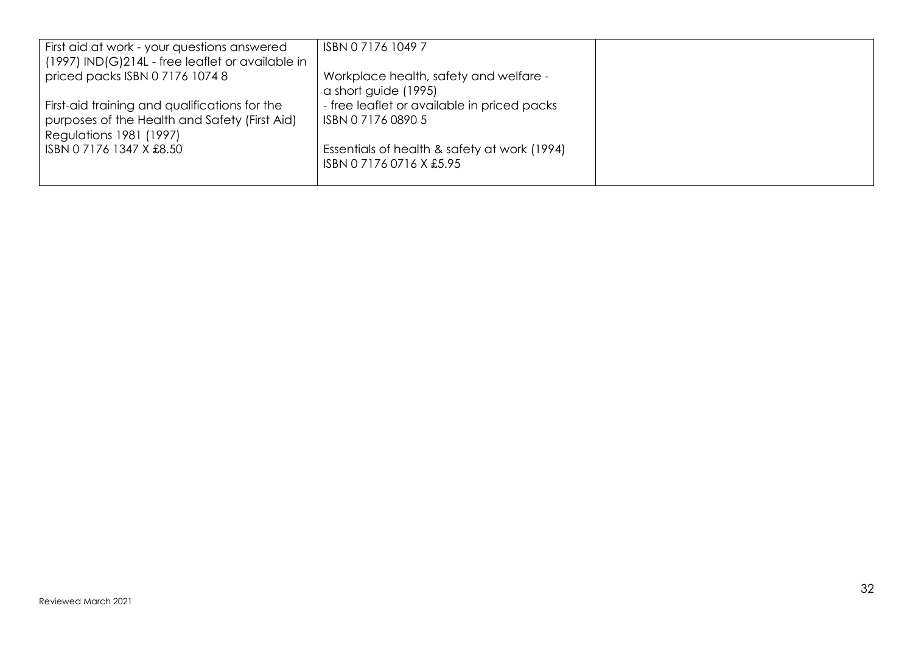| | | |
|---|---|---|
| First aid at work - your questions answered (1997) IND(G)214L - free leaflet or available in priced packs ISBN 0 7176 1074 8<br><br>First-aid training and qualifications for the purposes of the Health and Safety (First Aid) Regulations 1981 (1997)<br>ISBN 0 7176 1347 X £8.50 | ISBN 0 7176 1049 7<br><br>Workplace health, safety and welfare - a short guide (1995)<br>- free leaflet or available in priced packs<br>ISBN 0 7176 0890 5<br><br>Essentials of health & safety at work (1994)<br>ISBN 0 7176 0716 X £5.95 | |

Reviewed March 2021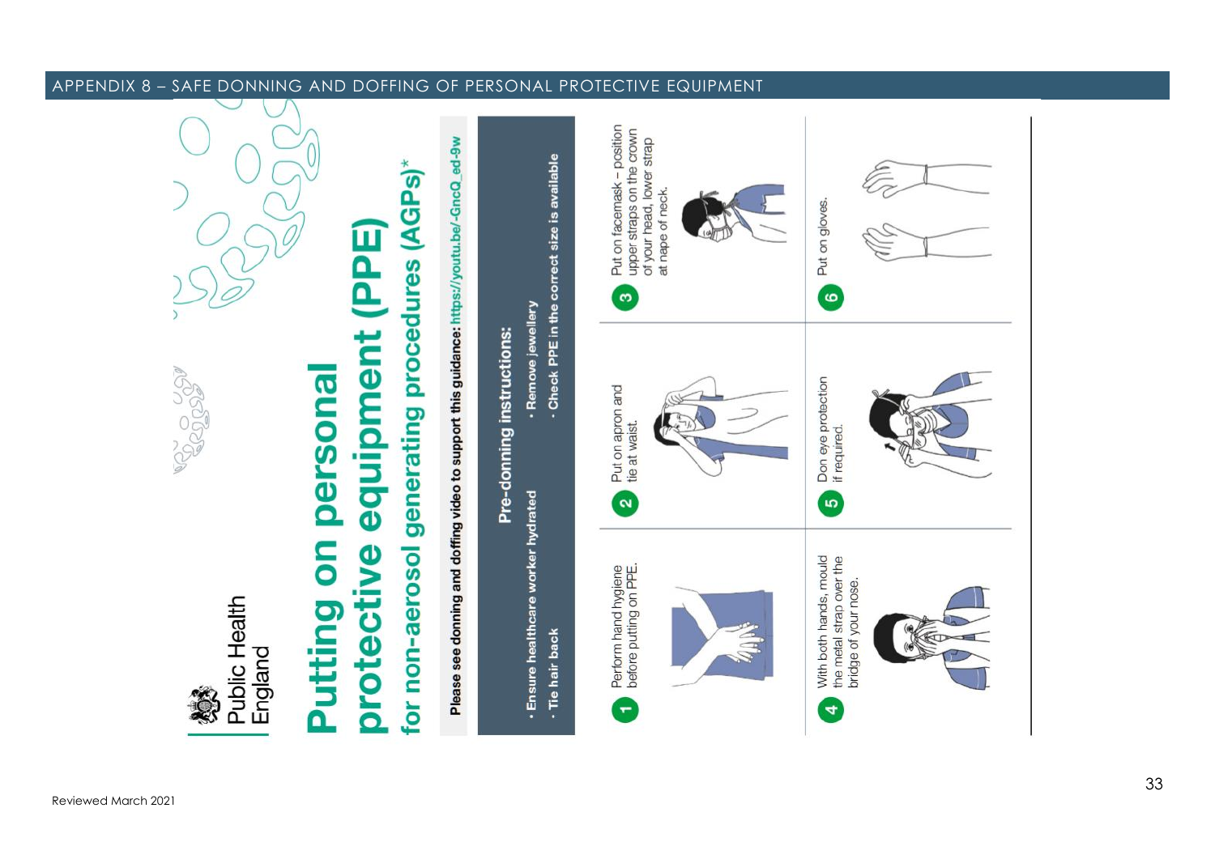## APPENDIX 8 – SAFE DONNING AND DOFFING OF PERSONAL PROTECTIVE EQUIPMENT

Public Health England

# Putting on personal protective equipment (PPE)

## for non-aerosol generating procedures (AGPs)*

**Please see donning and doffing video to support this guidance: https://youtu.be/-GncQ_ed-9w**

### Pre-donning instructions:

- **Ensure healthcare worker hydrated**
- **Tie hair back**
- **Remove jewellery**
- **Check PPE in the correct size is available**

1. Perform hand hygiene before putting on PPE.
2. Put on apron and tie at waist.
3. Put on facemask – position upper straps on the crown of your head, lower strap at nape of neck.
4. With both hands, mould the metal strap over the bridge of your nose.
5. Don eye protection if required.
6. Put on gloves.

Reviewed March 2021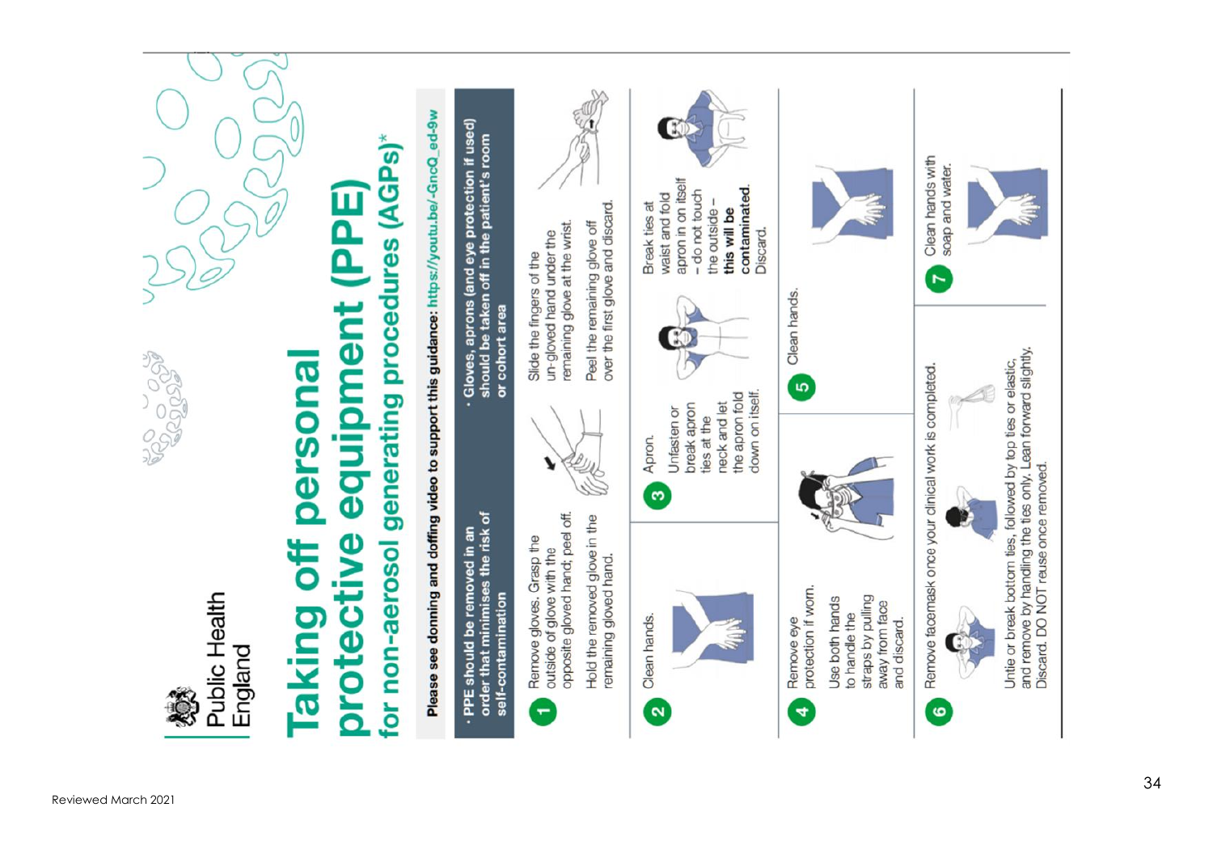Public Health England

# Taking off personal protective equipment (PPE)

## for non-aerosol generating procedures (AGPs)*

**Please see donning and doffing video to support this guidance: https://youtu.be/-GncQ_ed-9w**

- **PPE should be removed in an order that minimises the risk of self-contamination**
- **Gloves, aprons (and eye protection if used) should be taken off in the patient's room or cohort area**

**1** Remove gloves. Grasp the outside of glove with the opposite gloved hand; peel off.

Hold the removed glove in the remaining gloved hand.

Slide the fingers of the un-gloved hand under the remaining glove at the wrist.

Peel the remaining glove off over the first glove and discard.

**2** Clean hands.

**3** Apron.

Unfasten or break apron ties at the neck and let the apron fold down on itself.

Break ties at waist and fold apron in on itself – do not touch the outside – **this will be contaminated**. Discard.

**4** Remove eye protection if worn.

Use both hands to handle the straps by pulling away from face and discard.

**5** Clean hands.

**6** Remove facemask once your clinical work is completed.

Untie or break bottom ties, followed by top ties or elastic, and remove by handling the ties only. Lean forward slightly. Discard. DO NOT reuse once removed.

**7** Clean hands with soap and water.

Reviewed March 2021